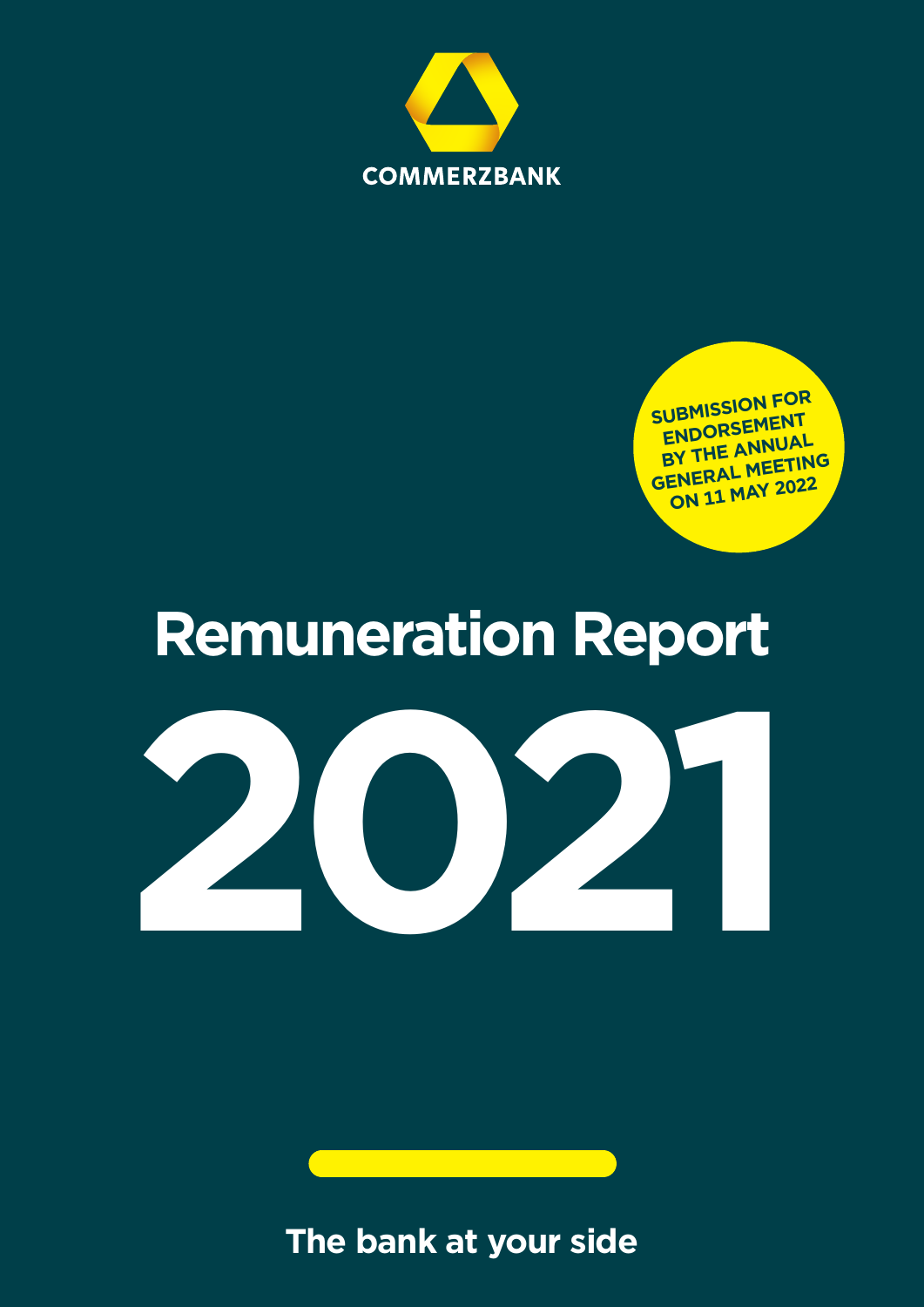COMMERZBANK

SUBMISSION FOR ENDORSEMENT BY THE ANNUAL GENERAL MEETING ON 11 MAY 2022

# Remuneration Report

# 2021

The bank at your side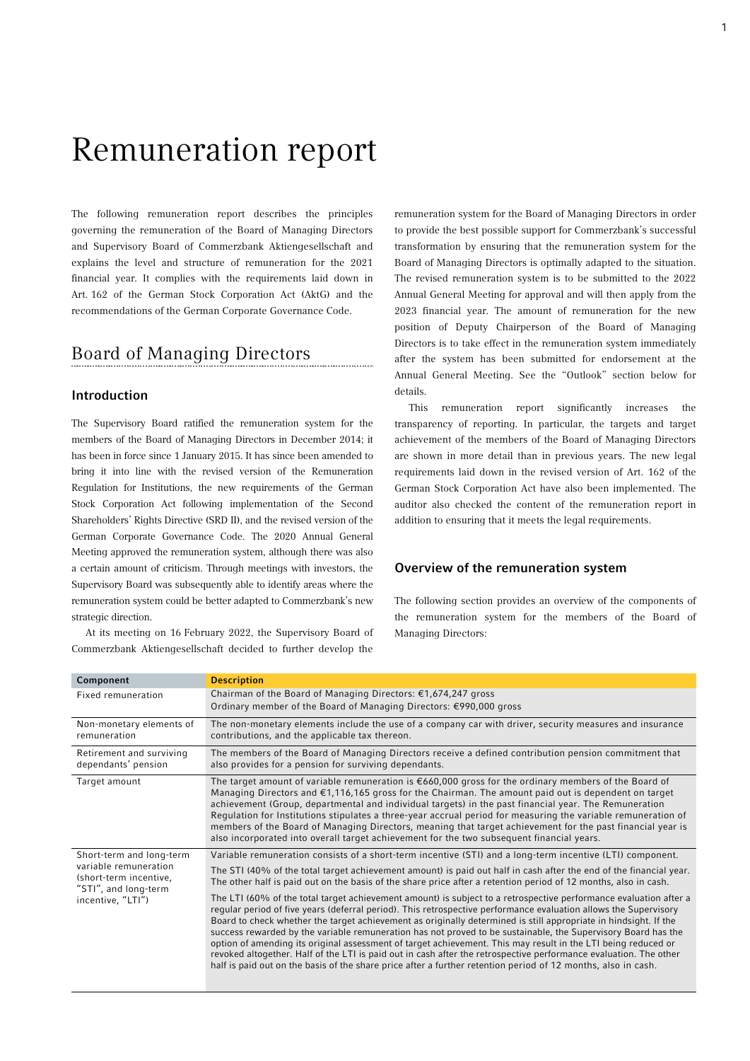# Remuneration report

The following remuneration report describes the principles governing the remuneration of the Board of Managing Directors and Supervisory Board of Commerzbank Aktiengesellschaft and explains the level and structure of remuneration for the 2021 financial year. It complies with the requirements laid down in Art. 162 of the German Stock Corporation Act (AktG) and the recommendations of the German Corporate Governance Code.

## Board of Managing Directors

### Introduction

The Supervisory Board ratified the remuneration system for the members of the Board of Managing Directors in December 2014; it has been in force since 1 January 2015. It has since been amended to bring it into line with the revised version of the Remuneration Regulation for Institutions, the new requirements of the German Stock Corporation Act following implementation of the Second Shareholders' Rights Directive (SRD II), and the revised version of the German Corporate Governance Code. The 2020 Annual General Meeting approved the remuneration system, although there was also a certain amount of criticism. Through meetings with investors, the Supervisory Board was subsequently able to identify areas where the remuneration system could be better adapted to Commerzbank's new strategic direction.

At its meeting on 16 February 2022, the Supervisory Board of Commerzbank Aktiengesellschaft decided to further develop the remuneration system for the Board of Managing Directors in order to provide the best possible support for Commerzbank's successful transformation by ensuring that the remuneration system for the Board of Managing Directors is optimally adapted to the situation. The revised remuneration system is to be submitted to the 2022 Annual General Meeting for approval and will then apply from the 2023 financial year. The amount of remuneration for the new position of Deputy Chairperson of the Board of Managing Directors is to take effect in the remuneration system immediately after the system has been submitted for endorsement at the Annual General Meeting. See the "Outlook" section below for details.

This remuneration report significantly increases the transparency of reporting. In particular, the targets and target achievement of the members of the Board of Managing Directors are shown in more detail than in previous years. The new legal requirements laid down in the revised version of Art. 162 of the German Stock Corporation Act have also been implemented. The auditor also checked the content of the remuneration report in addition to ensuring that it meets the legal requirements.

### Overview of the remuneration system

The following section provides an overview of the components of the remuneration system for the members of the Board of Managing Directors:

| Component | Description |
|---|---|
| Fixed remuneration | Chairman of the Board of Managing Directors: €1,674,247 gross<br>Ordinary member of the Board of Managing Directors: €990,000 gross |
| Non-monetary elements of remuneration | The non-monetary elements include the use of a company car with driver, security measures and insurance contributions, and the applicable tax thereon. |
| Retirement and surviving dependants' pension | The members of the Board of Managing Directors receive a defined contribution pension commitment that also provides for a pension for surviving dependants. |
| Target amount | The target amount of variable remuneration is €660,000 gross for the ordinary members of the Board of Managing Directors and €1,116,165 gross for the Chairman. The amount paid out is dependent on target achievement (Group, departmental and individual targets) in the past financial year. The Remuneration Regulation for Institutions stipulates a three-year accrual period for measuring the variable remuneration of members of the Board of Managing Directors, meaning that target achievement for the past financial year is also incorporated into overall target achievement for the two subsequent financial years. |
| Short-term and long-term variable remuneration (short-term incentive, "STI", and long-term incentive, "LTI") | Variable remuneration consists of a short-term incentive (STI) and a long-term incentive (LTI) component.<br>The STI (40% of the total target achievement amount) is paid out half in cash after the end of the financial year. The other half is paid out on the basis of the share price after a retention period of 12 months, also in cash.<br>The LTI (60% of the total target achievement amount) is subject to a retrospective performance evaluation after a regular period of five years (deferral period). This retrospective performance evaluation allows the Supervisory Board to check whether the target achievement as originally determined is still appropriate in hindsight. If the success rewarded by the variable remuneration has not proved to be sustainable, the Supervisory Board has the option of amending its original assessment of target achievement. This may result in the LTI being reduced or revoked altogether. Half of the LTI is paid out in cash after the retrospective performance evaluation. The other half is paid out on the basis of the share price after a further retention period of 12 months, also in cash. |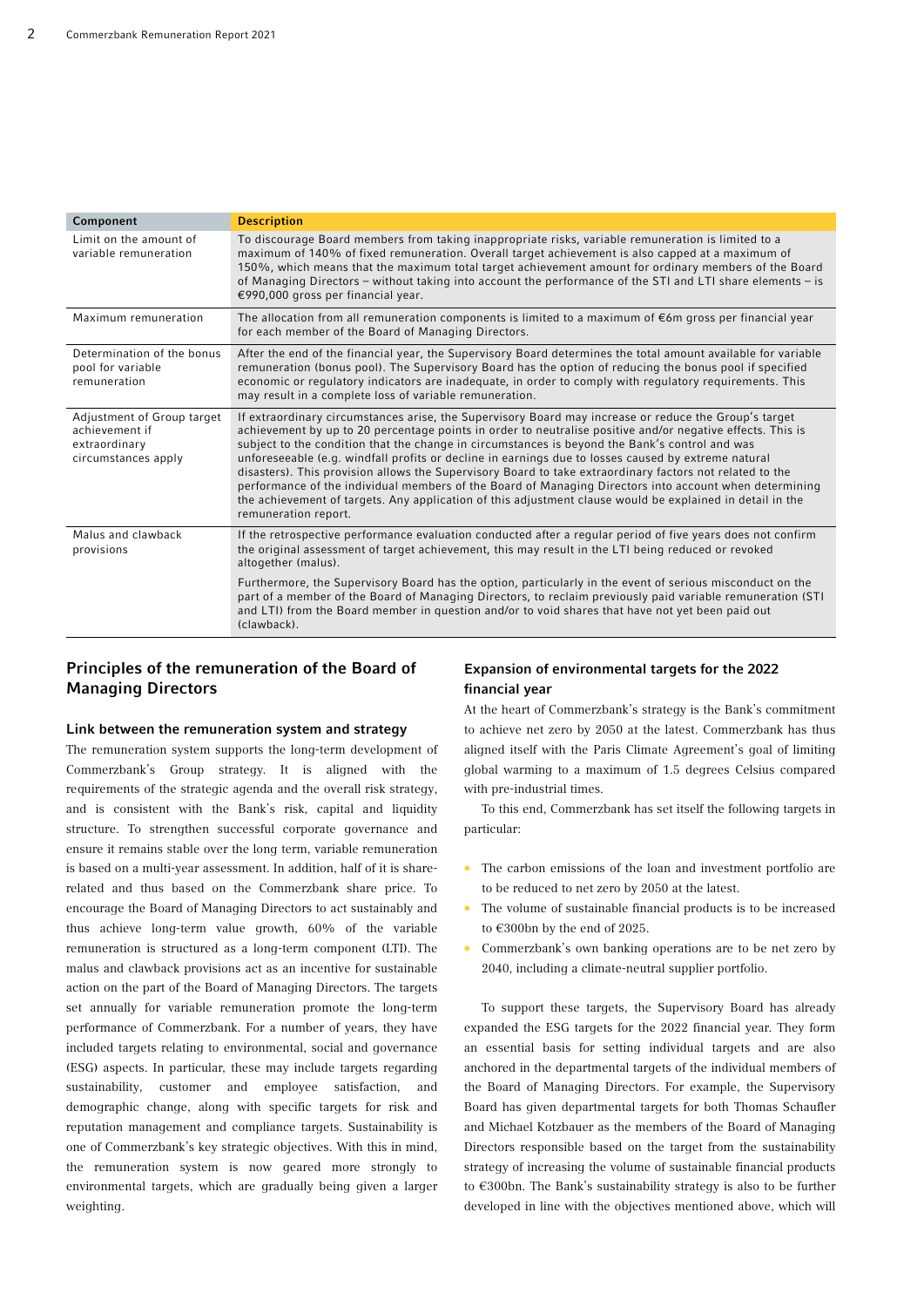| Component | Description |
|---|---|
| Limit on the amount of variable remuneration | To discourage Board members from taking inappropriate risks, variable remuneration is limited to a maximum of 140% of fixed remuneration. Overall target achievement is also capped at a maximum of 150%, which means that the maximum total target achievement amount for ordinary members of the Board of Managing Directors – without taking into account the performance of the STI and LTI share elements – is €990,000 gross per financial year. |
| Maximum remuneration | The allocation from all remuneration components is limited to a maximum of €6m gross per financial year for each member of the Board of Managing Directors. |
| Determination of the bonus pool for variable remuneration | After the end of the financial year, the Supervisory Board determines the total amount available for variable remuneration (bonus pool). The Supervisory Board has the option of reducing the bonus pool if specified economic or regulatory indicators are inadequate, in order to comply with regulatory requirements. This may result in a complete loss of variable remuneration. |
| Adjustment of Group target achievement if extraordinary circumstances apply | If extraordinary circumstances arise, the Supervisory Board may increase or reduce the Group's target achievement by up to 20 percentage points in order to neutralise positive and/or negative effects. This is subject to the condition that the change in circumstances is beyond the Bank's control and was unforeseeable (e.g. windfall profits or decline in earnings due to losses caused by extreme natural disasters). This provision allows the Supervisory Board to take extraordinary factors not related to the performance of the individual members of the Board of Managing Directors into account when determining the achievement of targets. Any application of this adjustment clause would be explained in detail in the remuneration report. |
| Malus and clawback provisions | If the retrospective performance evaluation conducted after a regular period of five years does not confirm the original assessment of target achievement, this may result in the LTI being reduced or revoked altogether (malus).<br><br>Furthermore, the Supervisory Board has the option, particularly in the event of serious misconduct on the part of a member of the Board of Managing Directors, to reclaim previously paid variable remuneration (STI and LTI) from the Board member in question and/or to void shares that have not yet been paid out (clawback). |

## Principles of the remuneration of the Board of Managing Directors

### Link between the remuneration system and strategy

The remuneration system supports the long-term development of Commerzbank's Group strategy. It is aligned with the requirements of the strategic agenda and the overall risk strategy, and is consistent with the Bank's risk, capital and liquidity structure. To strengthen successful corporate governance and ensure it remains stable over the long term, variable remuneration is based on a multi-year assessment. In addition, half of it is share-related and thus based on the Commerzbank share price. To encourage the Board of Managing Directors to act sustainably and thus achieve long-term value growth, 60% of the variable remuneration is structured as a long-term component (LTI). The malus and clawback provisions act as an incentive for sustainable action on the part of the Board of Managing Directors. The targets set annually for variable remuneration promote the long-term performance of Commerzbank. For a number of years, they have included targets relating to environmental, social and governance (ESG) aspects. In particular, these may include targets regarding sustainability, customer and employee satisfaction, and demographic change, along with specific targets for risk and reputation management and compliance targets. Sustainability is one of Commerzbank's key strategic objectives. With this in mind, the remuneration system is now geared more strongly to environmental targets, which are gradually being given a larger weighting.

### Expansion of environmental targets for the 2022 financial year

At the heart of Commerzbank's strategy is the Bank's commitment to achieve net zero by 2050 at the latest. Commerzbank has thus aligned itself with the Paris Climate Agreement's goal of limiting global warming to a maximum of 1.5 degrees Celsius compared with pre-industrial times.

To this end, Commerzbank has set itself the following targets in particular:

- The carbon emissions of the loan and investment portfolio are to be reduced to net zero by 2050 at the latest.
- The volume of sustainable financial products is to be increased to €300bn by the end of 2025.
- Commerzbank's own banking operations are to be net zero by 2040, including a climate-neutral supplier portfolio.

To support these targets, the Supervisory Board has already expanded the ESG targets for the 2022 financial year. They form an essential basis for setting individual targets and are also anchored in the departmental targets of the individual members of the Board of Managing Directors. For example, the Supervisory Board has given departmental targets for both Thomas Schaufler and Michael Kotzbauer as the members of the Board of Managing Directors responsible based on the target from the sustainability strategy of increasing the volume of sustainable financial products to €300bn. The Bank's sustainability strategy is also to be further developed in line with the objectives mentioned above, which will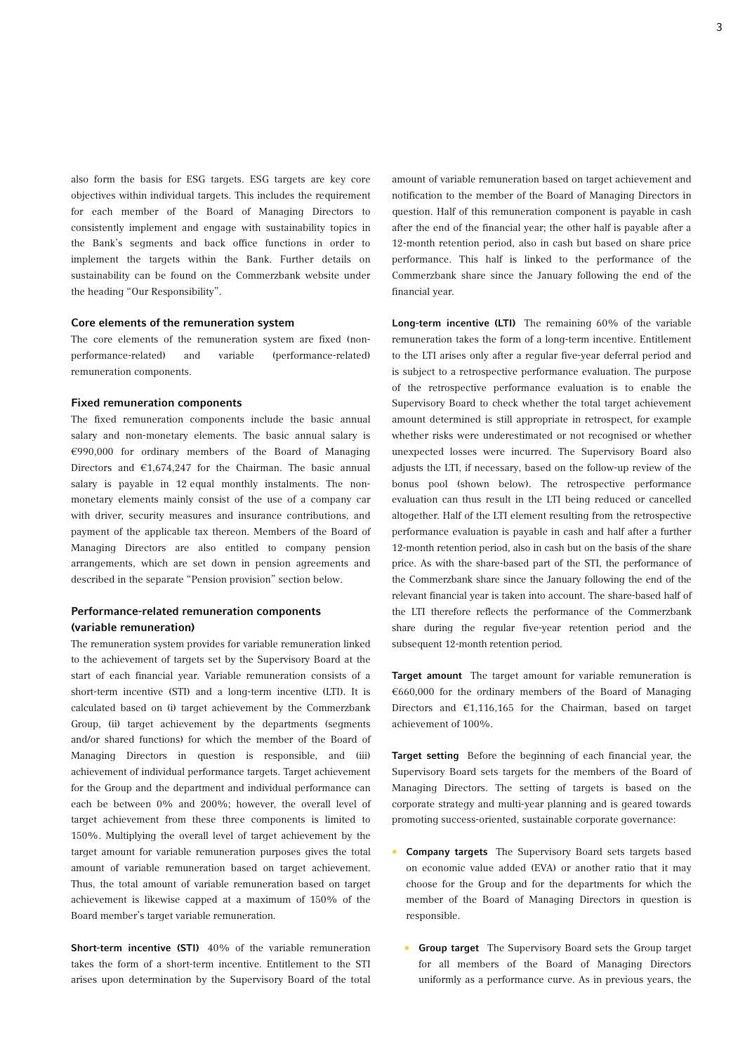also form the basis for ESG targets. ESG targets are key core objectives within individual targets. This includes the requirement for each member of the Board of Managing Directors to consistently implement and engage with sustainability topics in the Bank's segments and back office functions in order to implement the targets within the Bank. Further details on sustainability can be found on the Commerzbank website under the heading "Our Responsibility".

### Core elements of the remuneration system

The core elements of the remuneration system are fixed (non-performance-related) and variable (performance-related) remuneration components.

### Fixed remuneration components

The fixed remuneration components include the basic annual salary and non-monetary elements. The basic annual salary is €990,000 for ordinary members of the Board of Managing Directors and €1,674,247 for the Chairman. The basic annual salary is payable in 12 equal monthly instalments. The non-monetary elements mainly consist of the use of a company car with driver, security measures and insurance contributions, and payment of the applicable tax thereon. Members of the Board of Managing Directors are also entitled to company pension arrangements, which are set down in pension agreements and described in the separate "Pension provision" section below.

### Performance-related remuneration components (variable remuneration)

The remuneration system provides for variable remuneration linked to the achievement of targets set by the Supervisory Board at the start of each financial year. Variable remuneration consists of a short-term incentive (STI) and a long-term incentive (LTI). It is calculated based on (i) target achievement by the Commerzbank Group, (ii) target achievement by the departments (segments and/or shared functions) for which the member of the Board of Managing Directors in question is responsible, and (iii) achievement of individual performance targets. Target achievement for the Group and the department and individual performance can each be between 0% and 200%; however, the overall level of target achievement from these three components is limited to 150%. Multiplying the overall level of target achievement by the target amount for variable remuneration purposes gives the total amount of variable remuneration based on target achievement. Thus, the total amount of variable remuneration based on target achievement is likewise capped at a maximum of 150% of the Board member's target variable remuneration.

**Short-term incentive (STI)** 40% of the variable remuneration takes the form of a short-term incentive. Entitlement to the STI arises upon determination by the Supervisory Board of the total amount of variable remuneration based on target achievement and notification to the member of the Board of Managing Directors in question. Half of this remuneration component is payable in cash after the end of the financial year; the other half is payable after a 12-month retention period, also in cash but based on share price performance. This half is linked to the performance of the Commerzbank share since the January following the end of the financial year.

**Long-term incentive (LTI)** The remaining 60% of the variable remuneration takes the form of a long-term incentive. Entitlement to the LTI arises only after a regular five-year deferral period and is subject to a retrospective performance evaluation. The purpose of the retrospective performance evaluation is to enable the Supervisory Board to check whether the total target achievement amount determined is still appropriate in retrospect, for example whether risks were underestimated or not recognised or whether unexpected losses were incurred. The Supervisory Board also adjusts the LTI, if necessary, based on the follow-up review of the bonus pool (shown below). The retrospective performance evaluation can thus result in the LTI being reduced or cancelled altogether. Half of the LTI element resulting from the retrospective performance evaluation is payable in cash and half after a further 12-month retention period, also in cash but on the basis of the share price. As with the share-based part of the STI, the performance of the Commerzbank share since the January following the end of the relevant financial year is taken into account. The share-based half of the LTI therefore reflects the performance of the Commerzbank share during the regular five-year retention period and the subsequent 12-month retention period.

**Target amount** The target amount for variable remuneration is €660,000 for the ordinary members of the Board of Managing Directors and €1,116,165 for the Chairman, based on target achievement of 100%.

**Target setting** Before the beginning of each financial year, the Supervisory Board sets targets for the members of the Board of Managing Directors. The setting of targets is based on the corporate strategy and multi-year planning and is geared towards promoting success-oriented, sustainable corporate governance:

- **Company targets** The Supervisory Board sets targets based on economic value added (EVA) or another ratio that it may choose for the Group and for the departments for which the member of the Board of Managing Directors in question is responsible.
  - **Group target** The Supervisory Board sets the Group target for all members of the Board of Managing Directors uniformly as a performance curve. As in previous years, the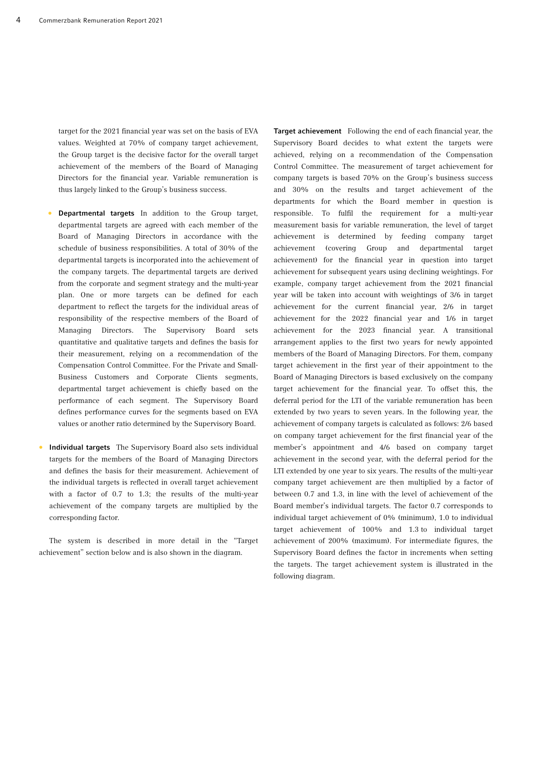target for the 2021 financial year was set on the basis of EVA values. Weighted at 70% of company target achievement, the Group target is the decisive factor for the overall target achievement of the members of the Board of Managing Directors for the financial year. Variable remuneration is thus largely linked to the Group's business success.

- **Departmental targets** In addition to the Group target, departmental targets are agreed with each member of the Board of Managing Directors in accordance with the schedule of business responsibilities. A total of 30% of the departmental targets is incorporated into the achievement of the company targets. The departmental targets are derived from the corporate and segment strategy and the multi-year plan. One or more targets can be defined for each department to reflect the targets for the individual areas of responsibility of the respective members of the Board of Managing Directors. The Supervisory Board sets quantitative and qualitative targets and defines the basis for their measurement, relying on a recommendation of the Compensation Control Committee. For the Private and Small-Business Customers and Corporate Clients segments, departmental target achievement is chiefly based on the performance of each segment. The Supervisory Board defines performance curves for the segments based on EVA values or another ratio determined by the Supervisory Board.

- **Individual targets** The Supervisory Board also sets individual targets for the members of the Board of Managing Directors and defines the basis for their measurement. Achievement of the individual targets is reflected in overall target achievement with a factor of 0.7 to 1.3; the results of the multi-year achievement of the company targets are multiplied by the corresponding factor.

The system is described in more detail in the "Target achievement" section below and is also shown in the diagram.

**Target achievement** Following the end of each financial year, the Supervisory Board decides to what extent the targets were achieved, relying on a recommendation of the Compensation Control Committee. The measurement of target achievement for company targets is based 70% on the Group's business success and 30% on the results and target achievement of the departments for which the Board member in question is responsible. To fulfil the requirement for a multi-year measurement basis for variable remuneration, the level of target achievement is determined by feeding company target achievement (covering Group and departmental target achievement) for the financial year in question into target achievement for subsequent years using declining weightings. For example, company target achievement from the 2021 financial year will be taken into account with weightings of 3/6 in target achievement for the current financial year, 2/6 in target achievement for the 2022 financial year and 1/6 in target achievement for the 2023 financial year. A transitional arrangement applies to the first two years for newly appointed members of the Board of Managing Directors. For them, company target achievement in the first year of their appointment to the Board of Managing Directors is based exclusively on the company target achievement for the financial year. To offset this, the deferral period for the LTI of the variable remuneration has been extended by two years to seven years. In the following year, the achievement of company targets is calculated as follows: 2/6 based on company target achievement for the first financial year of the member's appointment and 4/6 based on company target achievement in the second year, with the deferral period for the LTI extended by one year to six years. The results of the multi-year company target achievement are then multiplied by a factor of between 0.7 and 1.3, in line with the level of achievement of the Board member's individual targets. The factor 0.7 corresponds to individual target achievement of 0% (minimum), 1.0 to individual target achievement of 100% and 1.3 to individual target achievement of 200% (maximum). For intermediate figures, the Supervisory Board defines the factor in increments when setting the targets. The target achievement system is illustrated in the following diagram.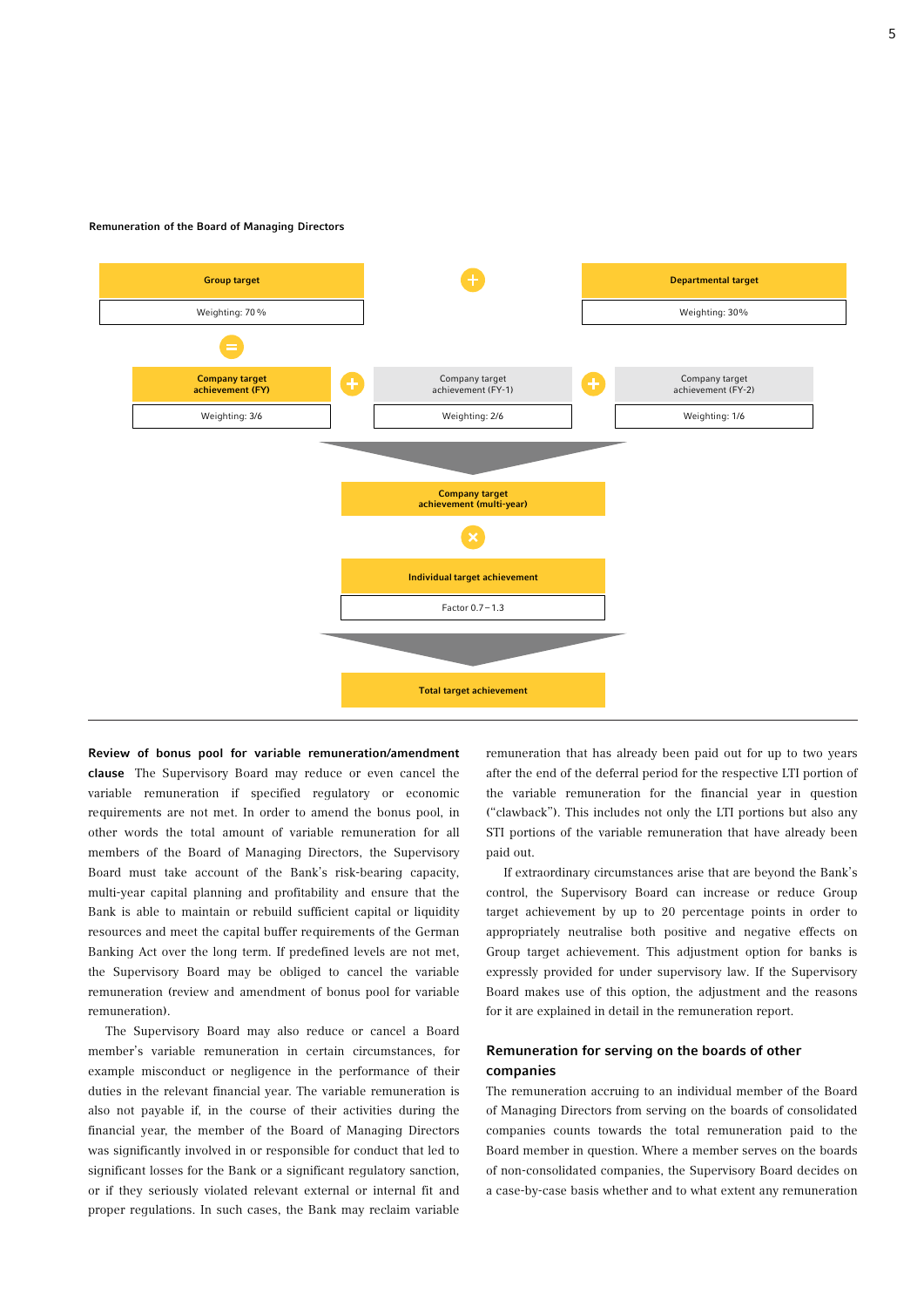**Remuneration of the Board of Managing Directors**

Group target

Weighting: 70 %

+

Departmental target

Weighting: 30%

=

Company target achievement (FY)

Weighting: 3/6

+

Company target achievement (FY-1)

Weighting: 2/6

+

Company target achievement (FY-2)

Weighting: 1/6

Company target achievement (multi-year)

×

Individual target achievement

Factor 0.7 – 1.3

Total target achievement

---

**Review of bonus pool for variable remuneration/amendment clause** The Supervisory Board may reduce or even cancel the variable remuneration if specified regulatory or economic requirements are not met. In order to amend the bonus pool, in other words the total amount of variable remuneration for all members of the Board of Managing Directors, the Supervisory Board must take account of the Bank's risk-bearing capacity, multi-year capital planning and profitability and ensure that the Bank is able to maintain or rebuild sufficient capital or liquidity resources and meet the capital buffer requirements of the German Banking Act over the long term. If predefined levels are not met, the Supervisory Board may be obliged to cancel the variable remuneration (review and amendment of bonus pool for variable remuneration).

The Supervisory Board may also reduce or cancel a Board member's variable remuneration in certain circumstances, for example misconduct or negligence in the performance of their duties in the relevant financial year. The variable remuneration is also not payable if, in the course of their activities during the financial year, the member of the Board of Managing Directors was significantly involved in or responsible for conduct that led to significant losses for the Bank or a significant regulatory sanction, or if they seriously violated relevant external or internal fit and proper regulations. In such cases, the Bank may reclaim variable remuneration that has already been paid out for up to two years after the end of the deferral period for the respective LTI portion of the variable remuneration for the financial year in question ("clawback"). This includes not only the LTI portions but also any STI portions of the variable remuneration that have already been paid out.

If extraordinary circumstances arise that are beyond the Bank's control, the Supervisory Board can increase or reduce Group target achievement by up to 20 percentage points in order to appropriately neutralise both positive and negative effects on Group target achievement. This adjustment option for banks is expressly provided for under supervisory law. If the Supervisory Board makes use of this option, the adjustment and the reasons for it are explained in detail in the remuneration report.

## Remuneration for serving on the boards of other companies

The remuneration accruing to an individual member of the Board of Managing Directors from serving on the boards of consolidated companies counts towards the total remuneration paid to the Board member in question. Where a member serves on the boards of non-consolidated companies, the Supervisory Board decides on a case-by-case basis whether and to what extent any remuneration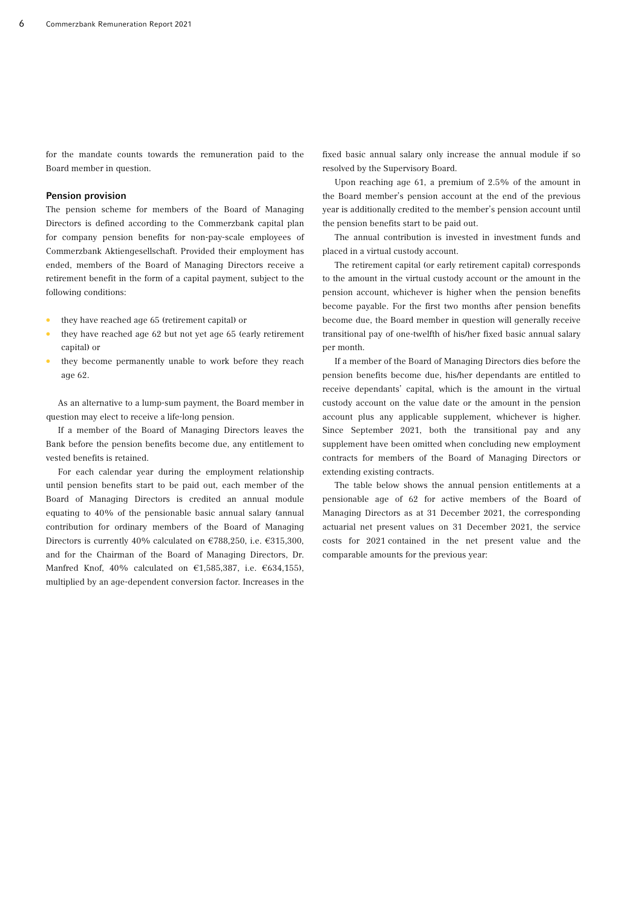for the mandate counts towards the remuneration paid to the Board member in question.

### Pension provision

The pension scheme for members of the Board of Managing Directors is defined according to the Commerzbank capital plan for company pension benefits for non-pay-scale employees of Commerzbank Aktiengesellschaft. Provided their employment has ended, members of the Board of Managing Directors receive a retirement benefit in the form of a capital payment, subject to the following conditions:

- they have reached age 65 (retirement capital) or
- they have reached age 62 but not yet age 65 (early retirement capital) or
- they become permanently unable to work before they reach age 62.

As an alternative to a lump-sum payment, the Board member in question may elect to receive a life-long pension.

If a member of the Board of Managing Directors leaves the Bank before the pension benefits become due, any entitlement to vested benefits is retained.

For each calendar year during the employment relationship until pension benefits start to be paid out, each member of the Board of Managing Directors is credited an annual module equating to 40% of the pensionable basic annual salary (annual contribution for ordinary members of the Board of Managing Directors is currently 40% calculated on €788,250, i.e. €315,300, and for the Chairman of the Board of Managing Directors, Dr. Manfred Knof, 40% calculated on €1,585,387, i.e. €634,155), multiplied by an age-dependent conversion factor. Increases in the fixed basic annual salary only increase the annual module if so resolved by the Supervisory Board.

Upon reaching age 61, a premium of 2.5% of the amount in the Board member's pension account at the end of the previous year is additionally credited to the member's pension account until the pension benefits start to be paid out.

The annual contribution is invested in investment funds and placed in a virtual custody account.

The retirement capital (or early retirement capital) corresponds to the amount in the virtual custody account or the amount in the pension account, whichever is higher when the pension benefits become payable. For the first two months after pension benefits become due, the Board member in question will generally receive transitional pay of one-twelfth of his/her fixed basic annual salary per month.

If a member of the Board of Managing Directors dies before the pension benefits become due, his/her dependants are entitled to receive dependants' capital, which is the amount in the virtual custody account on the value date or the amount in the pension account plus any applicable supplement, whichever is higher. Since September 2021, both the transitional pay and any supplement have been omitted when concluding new employment contracts for members of the Board of Managing Directors or extending existing contracts.

The table below shows the annual pension entitlements at a pensionable age of 62 for active members of the Board of Managing Directors as at 31 December 2021, the corresponding actuarial net present values on 31 December 2021, the service costs for 2021 contained in the net present value and the comparable amounts for the previous year: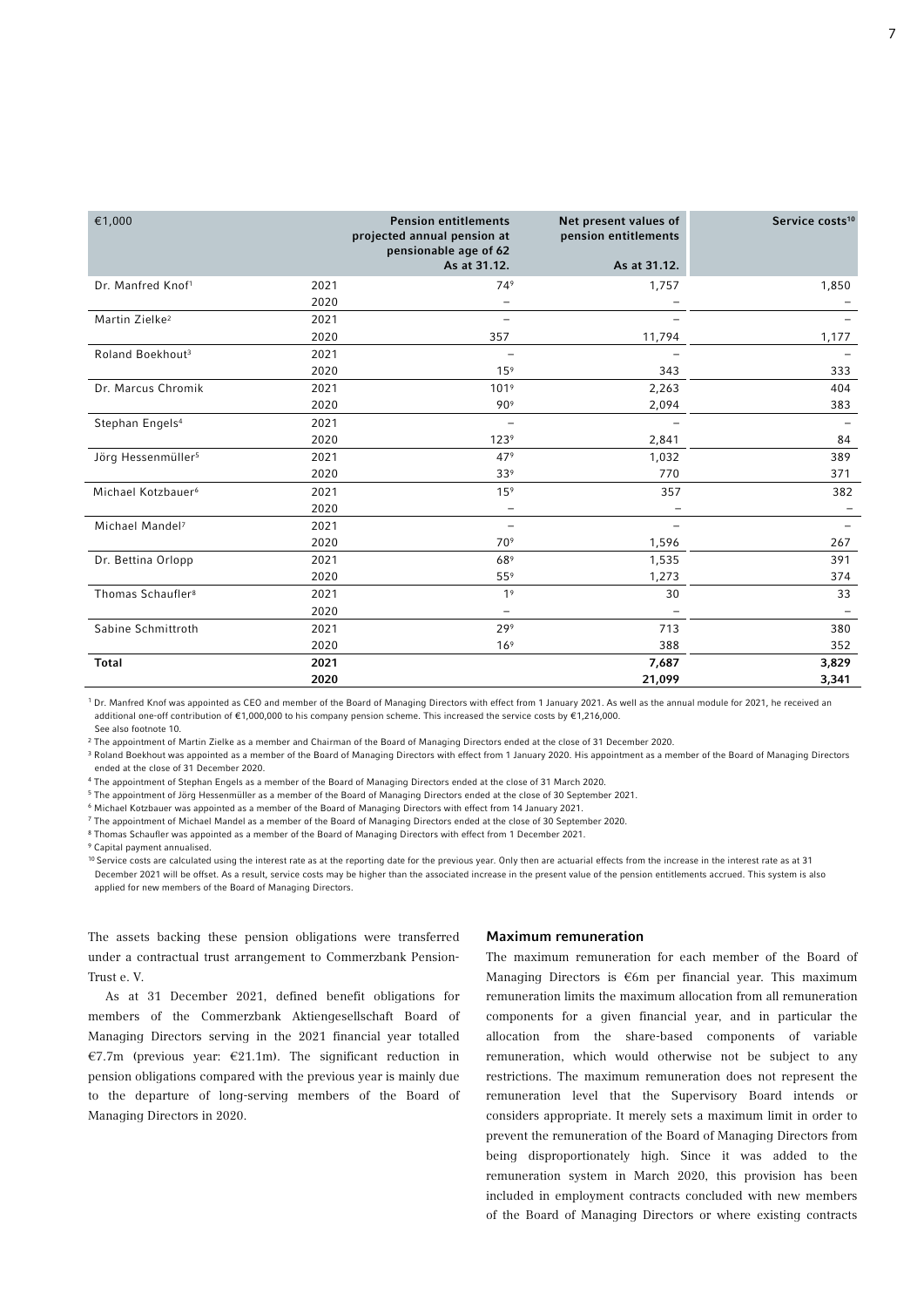| €1,000 | | Pension entitlements projected annual pension at pensionable age of 62 As at 31.12. | Net present values of pension entitlements As at 31.12. | Service costs[10] |
|---|---|---|---|---|
| Dr. Manfred Knof[1] | 2021 | 74[9] | 1,757 | 1,850 |
| | 2020 | – | – | – |
| Martin Zielke[2] | 2021 | – | – | – |
| | 2020 | 357 | 11,794 | 1,177 |
| Roland Boekhout[3] | 2021 | – | – | – |
| | 2020 | 15[9] | 343 | 333 |
| Dr. Marcus Chromik | 2021 | 101[9] | 2,263 | 404 |
| | 2020 | 90[9] | 2,094 | 383 |
| Stephan Engels[4] | 2021 | – | – | – |
| | 2020 | 123[9] | 2,841 | 84 |
| Jörg Hessenmüller[5] | 2021 | 47[9] | 1,032 | 389 |
| | 2020 | 33[9] | 770 | 371 |
| Michael Kotzbauer[6] | 2021 | 15[9] | 357 | 382 |
| | 2020 | – | – | – |
| Michael Mandel[7] | 2021 | – | – | – |
| | 2020 | 70[9] | 1,596 | 267 |
| Dr. Bettina Orlopp | 2021 | 68[9] | 1,535 | 391 |
| | 2020 | 55[9] | 1,273 | 374 |
| Thomas Schaufler[8] | 2021 | 1[9] | 30 | 33 |
| | 2020 | – | – | – |
| Sabine Schmittroth | 2021 | 29[9] | 713 | 380 |
| | 2020 | 16[9] | 388 | 352 |
| **Total** | **2021** | | **7,687** | **3,829** |
| | **2020** | | **21,099** | **3,341** |

[1] Dr. Manfred Knof was appointed as CEO and member of the Board of Managing Directors with effect from 1 January 2021. As well as the annual module for 2021, he received an additional one-off contribution of €1,000,000 to his company pension scheme. This increased the service costs by €1,216,000. See also footnote 10.

[2] The appointment of Martin Zielke as a member and Chairman of the Board of Managing Directors ended at the close of 31 December 2020.

[3] Roland Boekhout was appointed as a member of the Board of Managing Directors with effect from 1 January 2020. His appointment as a member of the Board of Managing Directors ended at the close of 31 December 2020.

[4] The appointment of Stephan Engels as a member of the Board of Managing Directors ended at the close of 31 March 2020.

[5] The appointment of Jörg Hessenmüller as a member of the Board of Managing Directors ended at the close of 30 September 2021.

[6] Michael Kotzbauer was appointed as a member of the Board of Managing Directors with effect from 14 January 2021.

[7] The appointment of Michael Mandel as a member of the Board of Managing Directors ended at the close of 30 September 2020.

[8] Thomas Schaufler was appointed as a member of the Board of Managing Directors with effect from 1 December 2021.

[9] Capital payment annualised.

[10] Service costs are calculated using the interest rate as at the reporting date for the previous year. Only then are actuarial effects from the increase in the interest rate as at 31 December 2021 will be offset. As a result, service costs may be higher than the associated increase in the present value of the pension entitlements accrued. This system is also applied for new members of the Board of Managing Directors.

The assets backing these pension obligations were transferred under a contractual trust arrangement to Commerzbank Pension-Trust e. V.

As at 31 December 2021, defined benefit obligations for members of the Commerzbank Aktiengesellschaft Board of Managing Directors serving in the 2021 financial year totalled €7.7m (previous year: €21.1m). The significant reduction in pension obligations compared with the previous year is mainly due to the departure of long-serving members of the Board of Managing Directors in 2020.

### Maximum remuneration

The maximum remuneration for each member of the Board of Managing Directors is €6m per financial year. This maximum remuneration limits the maximum allocation from all remuneration components for a given financial year, and in particular the allocation from the share-based components of variable remuneration, which would otherwise not be subject to any restrictions. The maximum remuneration does not represent the remuneration level that the Supervisory Board intends or considers appropriate. It merely sets a maximum limit in order to prevent the remuneration of the Board of Managing Directors from being disproportionately high. Since it was added to the remuneration system in March 2020, this provision has been included in employment contracts concluded with new members of the Board of Managing Directors or where existing contracts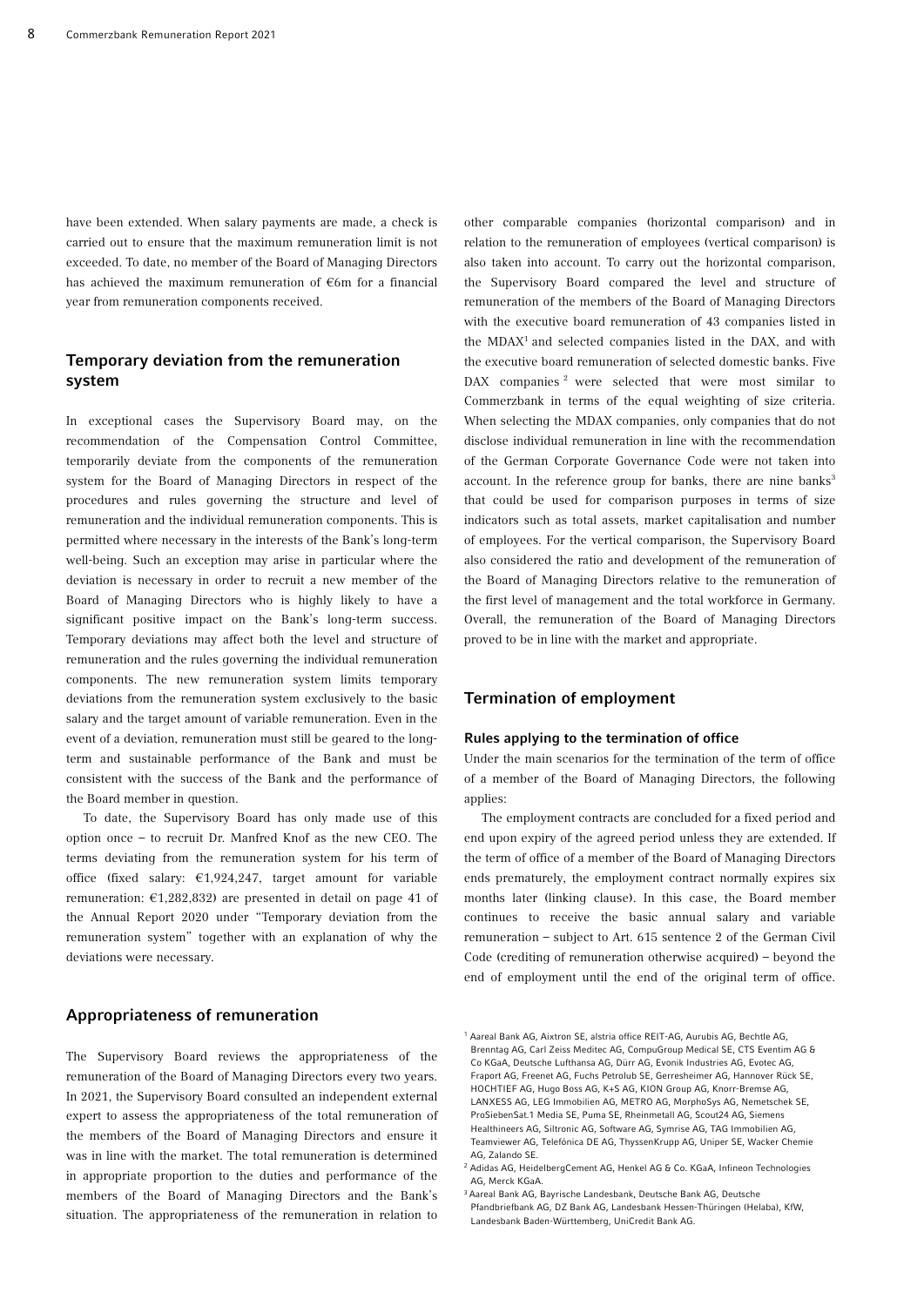have been extended. When salary payments are made, a check is carried out to ensure that the maximum remuneration limit is not exceeded. To date, no member of the Board of Managing Directors has achieved the maximum remuneration of €6m for a financial year from remuneration components received.

## Temporary deviation from the remuneration system

In exceptional cases the Supervisory Board may, on the recommendation of the Compensation Control Committee, temporarily deviate from the components of the remuneration system for the Board of Managing Directors in respect of the procedures and rules governing the structure and level of remuneration and the individual remuneration components. This is permitted where necessary in the interests of the Bank's long-term well-being. Such an exception may arise in particular where the deviation is necessary in order to recruit a new member of the Board of Managing Directors who is highly likely to have a significant positive impact on the Bank's long-term success. Temporary deviations may affect both the level and structure of remuneration and the rules governing the individual remuneration components. The new remuneration system limits temporary deviations from the remuneration system exclusively to the basic salary and the target amount of variable remuneration. Even in the event of a deviation, remuneration must still be geared to the long-term and sustainable performance of the Bank and must be consistent with the success of the Bank and the performance of the Board member in question.

To date, the Supervisory Board has only made use of this option once – to recruit Dr. Manfred Knof as the new CEO. The terms deviating from the remuneration system for his term of office (fixed salary: €1,924,247, target amount for variable remuneration: €1,282,832) are presented in detail on page 41 of the Annual Report 2020 under "Temporary deviation from the remuneration system" together with an explanation of why the deviations were necessary.

## Appropriateness of remuneration

The Supervisory Board reviews the appropriateness of the remuneration of the Board of Managing Directors every two years. In 2021, the Supervisory Board consulted an independent external expert to assess the appropriateness of the total remuneration of the members of the Board of Managing Directors and ensure it was in line with the market. The total remuneration is determined in appropriate proportion to the duties and performance of the members of the Board of Managing Directors and the Bank's situation. The appropriateness of the remuneration in relation to other comparable companies (horizontal comparison) and in relation to the remuneration of employees (vertical comparison) is also taken into account. To carry out the horizontal comparison, the Supervisory Board compared the level and structure of remuneration of the members of the Board of Managing Directors with the executive board remuneration of 43 companies listed in the MDAX[1] and selected companies listed in the DAX, and with the executive board remuneration of selected domestic banks. Five DAX companies[2] were selected that were most similar to Commerzbank in terms of the equal weighting of size criteria. When selecting the MDAX companies, only companies that do not disclose individual remuneration in line with the recommendation of the German Corporate Governance Code were not taken into account. In the reference group for banks, there are nine banks[3] that could be used for comparison purposes in terms of size indicators such as total assets, market capitalisation and number of employees. For the vertical comparison, the Supervisory Board also considered the ratio and development of the remuneration of the Board of Managing Directors relative to the remuneration of the first level of management and the total workforce in Germany. Overall, the remuneration of the Board of Managing Directors proved to be in line with the market and appropriate.

## Termination of employment

### Rules applying to the termination of office

Under the main scenarios for the termination of the term of office of a member of the Board of Managing Directors, the following applies:

The employment contracts are concluded for a fixed period and end upon expiry of the agreed period unless they are extended. If the term of office of a member of the Board of Managing Directors ends prematurely, the employment contract normally expires six months later (linking clause). In this case, the Board member continues to receive the basic annual salary and variable remuneration – subject to Art. 615 sentence 2 of the German Civil Code (crediting of remuneration otherwise acquired) – beyond the end of employment until the end of the original term of office.

[1] Aareal Bank AG, Aixtron SE, alstria office REIT-AG, Aurubis AG, Bechtle AG, Brenntag AG, Carl Zeiss Meditec AG, CompuGroup Medical SE, CTS Eventim AG & Co KGaA, Deutsche Lufthansa AG, Dürr AG, Evonik Industries AG, Evotec AG, Fraport AG, Freenet AG, Fuchs Petrolub SE, Gerresheimer AG, Hannover Rück SE, HOCHTIEF AG, Hugo Boss AG, K+S AG, KION Group AG, Knorr-Bremse AG, LANXESS AG, LEG Immobilien AG, METRO AG, MorphoSys AG, Nemetschek SE, ProSiebenSat.1 Media SE, Puma SE, Rheinmetall AG, Scout24 AG, Siemens Healthineers AG, Siltronic AG, Software AG, Symrise AG, TAG Immobilien AG, Teamviewer AG, Telefónica DE AG, ThyssenKrupp AG, Uniper SE, Wacker Chemie AG, Zalando SE.

[2] Adidas AG, HeidelbergCement AG, Henkel AG & Co. KGaA, Infineon Technologies AG, Merck KGaA.

[3] Aareal Bank AG, Bayrische Landesbank, Deutsche Bank AG, Deutsche Pfandbriefbank AG, DZ Bank AG, Landesbank Hessen-Thüringen (Helaba), KfW, Landesbank Baden-Württemberg, UniCredit Bank AG.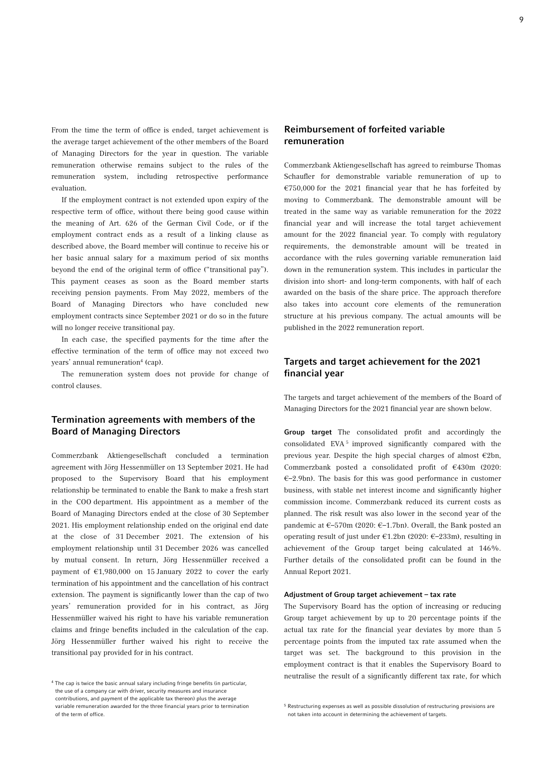From the time the term of office is ended, target achievement is the average target achievement of the other members of the Board of Managing Directors for the year in question. The variable remuneration otherwise remains subject to the rules of the remuneration system, including retrospective performance evaluation.

If the employment contract is not extended upon expiry of the respective term of office, without there being good cause within the meaning of Art. 626 of the German Civil Code, or if the employment contract ends as a result of a linking clause as described above, the Board member will continue to receive his or her basic annual salary for a maximum period of six months beyond the end of the original term of office ("transitional pay"). This payment ceases as soon as the Board member starts receiving pension payments. From May 2022, members of the Board of Managing Directors who have concluded new employment contracts since September 2021 or do so in the future will no longer receive transitional pay.

In each case, the specified payments for the time after the effective termination of the term of office may not exceed two years' annual remuneration[4] (cap).

The remuneration system does not provide for change of control clauses.

## Termination agreements with members of the Board of Managing Directors

Commerzbank Aktiengesellschaft concluded a termination agreement with Jörg Hessenmüller on 13 September 2021. He had proposed to the Supervisory Board that his employment relationship be terminated to enable the Bank to make a fresh start in the COO department. His appointment as a member of the Board of Managing Directors ended at the close of 30 September 2021. His employment relationship ended on the original end date at the close of 31 December 2021. The extension of his employment relationship until 31 December 2026 was cancelled by mutual consent. In return, Jörg Hessenmüller received a payment of €1,980,000 on 15 January 2022 to cover the early termination of his appointment and the cancellation of his contract extension. The payment is significantly lower than the cap of two years' remuneration provided for in his contract, as Jörg Hessenmüller waived his right to have his variable remuneration claims and fringe benefits included in the calculation of the cap. Jörg Hessenmüller further waived his right to receive the transitional pay provided for in his contract.

[4] The cap is twice the basic annual salary including fringe benefits (in particular, the use of a company car with driver, security measures and insurance contributions, and payment of the applicable tax thereon) plus the average variable remuneration awarded for the three financial years prior to termination of the term of office.

## Reimbursement of forfeited variable remuneration

Commerzbank Aktiengesellschaft has agreed to reimburse Thomas Schaufler for demonstrable variable remuneration of up to €750,000 for the 2021 financial year that he has forfeited by moving to Commerzbank. The demonstrable amount will be treated in the same way as variable remuneration for the 2022 financial year and will increase the total target achievement amount for the 2022 financial year. To comply with regulatory requirements, the demonstrable amount will be treated in accordance with the rules governing variable remuneration laid down in the remuneration system. This includes in particular the division into short- and long-term components, with half of each awarded on the basis of the share price. The approach therefore also takes into account core elements of the remuneration structure at his previous company. The actual amounts will be published in the 2022 remuneration report.

## Targets and target achievement for the 2021 financial year

The targets and target achievement of the members of the Board of Managing Directors for the 2021 financial year are shown below.

**Group target** The consolidated profit and accordingly the consolidated EVA[5] improved significantly compared with the previous year. Despite the high special charges of almost €2bn, Commerzbank posted a consolidated profit of €430m (2020: €–2.9bn). The basis for this was good performance in customer business, with stable net interest income and significantly higher commission income. Commerzbank reduced its current costs as planned. The risk result was also lower in the second year of the pandemic at €–570m (2020: €–1.7bn). Overall, the Bank posted an operating result of just under €1.2bn (2020: €–233m), resulting in achievement of the Group target being calculated at 146%. Further details of the consolidated profit can be found in the Annual Report 2021.

#### Adjustment of Group target achievement – tax rate

The Supervisory Board has the option of increasing or reducing Group target achievement by up to 20 percentage points if the actual tax rate for the financial year deviates by more than 5 percentage points from the imputed tax rate assumed when the target was set. The background to this provision in the employment contract is that it enables the Supervisory Board to neutralise the result of a significantly different tax rate, for which

[5] Restructuring expenses as well as possible dissolution of restructuring provisions are not taken into account in determining the achievement of targets.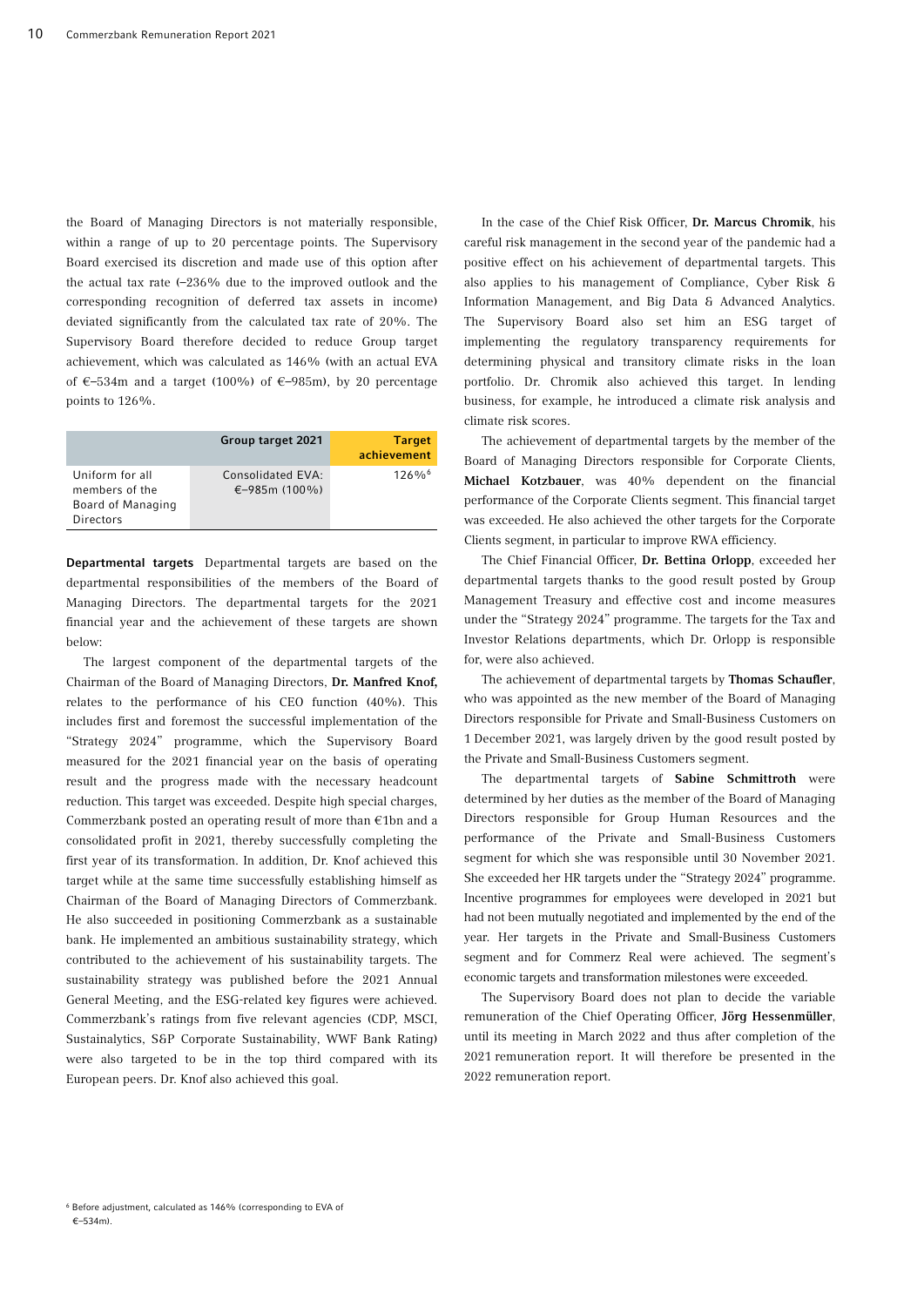the Board of Managing Directors is not materially responsible, within a range of up to 20 percentage points. The Supervisory Board exercised its discretion and made use of this option after the actual tax rate (–236% due to the improved outlook and the corresponding recognition of deferred tax assets in income) deviated significantly from the calculated tax rate of 20%. The Supervisory Board therefore decided to reduce Group target achievement, which was calculated as 146% (with an actual EVA of €–534m and a target (100%) of €–985m), by 20 percentage points to 126%.

| | Group target 2021 | Target achievement |
|---|---|---|
| Uniform for all members of the Board of Managing Directors | Consolidated EVA: €–985m (100%) | 126%[6] |

**Departmental targets** Departmental targets are based on the departmental responsibilities of the members of the Board of Managing Directors. The departmental targets for the 2021 financial year and the achievement of these targets are shown below:

The largest component of the departmental targets of the Chairman of the Board of Managing Directors, **Dr. Manfred Knof,** relates to the performance of his CEO function (40%). This includes first and foremost the successful implementation of the "Strategy 2024" programme, which the Supervisory Board measured for the 2021 financial year on the basis of operating result and the progress made with the necessary headcount reduction. This target was exceeded. Despite high special charges, Commerzbank posted an operating result of more than €1bn and a consolidated profit in 2021, thereby successfully completing the first year of its transformation. In addition, Dr. Knof achieved this target while at the same time successfully establishing himself as Chairman of the Board of Managing Directors of Commerzbank. He also succeeded in positioning Commerzbank as a sustainable bank. He implemented an ambitious sustainability strategy, which contributed to the achievement of his sustainability targets. The sustainability strategy was published before the 2021 Annual General Meeting, and the ESG-related key figures were achieved. Commerzbank's ratings from five relevant agencies (CDP, MSCI, Sustainalytics, S&P Corporate Sustainability, WWF Bank Rating) were also targeted to be in the top third compared with its European peers. Dr. Knof also achieved this goal.

In the case of the Chief Risk Officer, **Dr. Marcus Chromik**, his careful risk management in the second year of the pandemic had a positive effect on his achievement of departmental targets. This also applies to his management of Compliance, Cyber Risk & Information Management, and Big Data & Advanced Analytics. The Supervisory Board also set him an ESG target of implementing the regulatory transparency requirements for determining physical and transitory climate risks in the loan portfolio. Dr. Chromik also achieved this target. In lending business, for example, he introduced a climate risk analysis and climate risk scores.

The achievement of departmental targets by the member of the Board of Managing Directors responsible for Corporate Clients, **Michael Kotzbauer**, was 40% dependent on the financial performance of the Corporate Clients segment. This financial target was exceeded. He also achieved the other targets for the Corporate Clients segment, in particular to improve RWA efficiency.

The Chief Financial Officer, **Dr. Bettina Orlopp**, exceeded her departmental targets thanks to the good result posted by Group Management Treasury and effective cost and income measures under the "Strategy 2024" programme. The targets for the Tax and Investor Relations departments, which Dr. Orlopp is responsible for, were also achieved.

The achievement of departmental targets by **Thomas Schaufler**, who was appointed as the new member of the Board of Managing Directors responsible for Private and Small-Business Customers on 1 December 2021, was largely driven by the good result posted by the Private and Small-Business Customers segment.

The departmental targets of **Sabine Schmittroth** were determined by her duties as the member of the Board of Managing Directors responsible for Group Human Resources and the performance of the Private and Small-Business Customers segment for which she was responsible until 30 November 2021. She exceeded her HR targets under the "Strategy 2024" programme. Incentive programmes for employees were developed in 2021 but had not been mutually negotiated and implemented by the end of the year. Her targets in the Private and Small-Business Customers segment and for Commerz Real were achieved. The segment's economic targets and transformation milestones were exceeded.

The Supervisory Board does not plan to decide the variable remuneration of the Chief Operating Officer, **Jörg Hessenmüller**, until its meeting in March 2022 and thus after completion of the 2021 remuneration report. It will therefore be presented in the 2022 remuneration report.

[6] Before adjustment, calculated as 146% (corresponding to EVA of €–534m).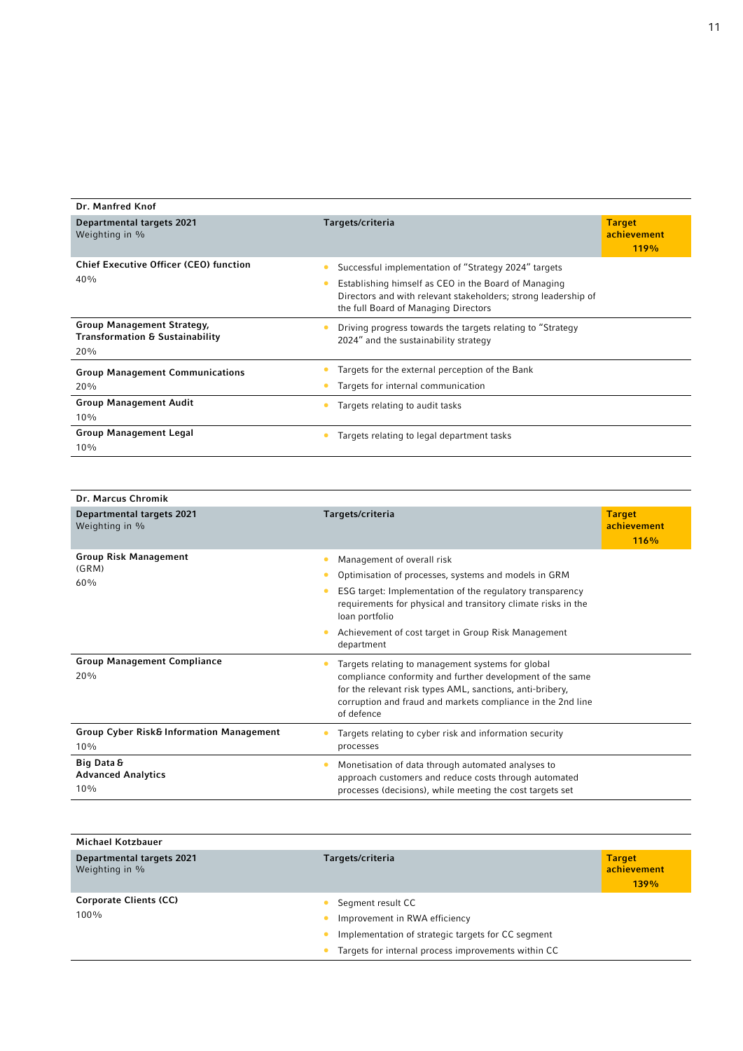| Dr. Manfred Knof | | |
|---|---|---|
| **Departmental targets 2021**<br>Weighting in % | **Targets/criteria** | **Target achievement**<br>**119%** |
| **Chief Executive Officer (CEO) function**<br>40% | • Successful implementation of "Strategy 2024" targets<br>• Establishing himself as CEO in the Board of Managing Directors and with relevant stakeholders; strong leadership of the full Board of Managing Directors | |
| **Group Management Strategy, Transformation & Sustainability**<br>20% | • Driving progress towards the targets relating to "Strategy 2024" and the sustainability strategy | |
| **Group Management Communications**<br>20% | • Targets for the external perception of the Bank<br>• Targets for internal communication | |
| **Group Management Audit**<br>10% | • Targets relating to audit tasks | |
| **Group Management Legal**<br>10% | • Targets relating to legal department tasks | |

| Dr. Marcus Chromik | | |
|---|---|---|
| **Departmental targets 2021**<br>Weighting in % | **Targets/criteria** | **Target achievement**<br>**116%** |
| **Group Risk Management**<br>(GRM)<br>60% | • Management of overall risk<br>• Optimisation of processes, systems and models in GRM<br>• ESG target: Implementation of the regulatory transparency requirements for physical and transitory climate risks in the loan portfolio<br>• Achievement of cost target in Group Risk Management department | |
| **Group Management Compliance**<br>20% | • Targets relating to management systems for global compliance conformity and further development of the same for the relevant risk types AML, sanctions, anti-bribery, corruption and fraud and markets compliance in the 2nd line of defence | |
| **Group Cyber Risk& Information Management**<br>10% | • Targets relating to cyber risk and information security processes | |
| **Big Data & Advanced Analytics**<br>10% | • Monetisation of data through automated analyses to approach customers and reduce costs through automated processes (decisions), while meeting the cost targets set | |

| Michael Kotzbauer | | |
|---|---|---|
| **Departmental targets 2021**<br>Weighting in % | **Targets/criteria** | **Target achievement**<br>**139%** |
| **Corporate Clients (CC)**<br>100% | • Segment result CC<br>• Improvement in RWA efficiency<br>• Implementation of strategic targets for CC segment<br>• Targets for internal process improvements within CC | |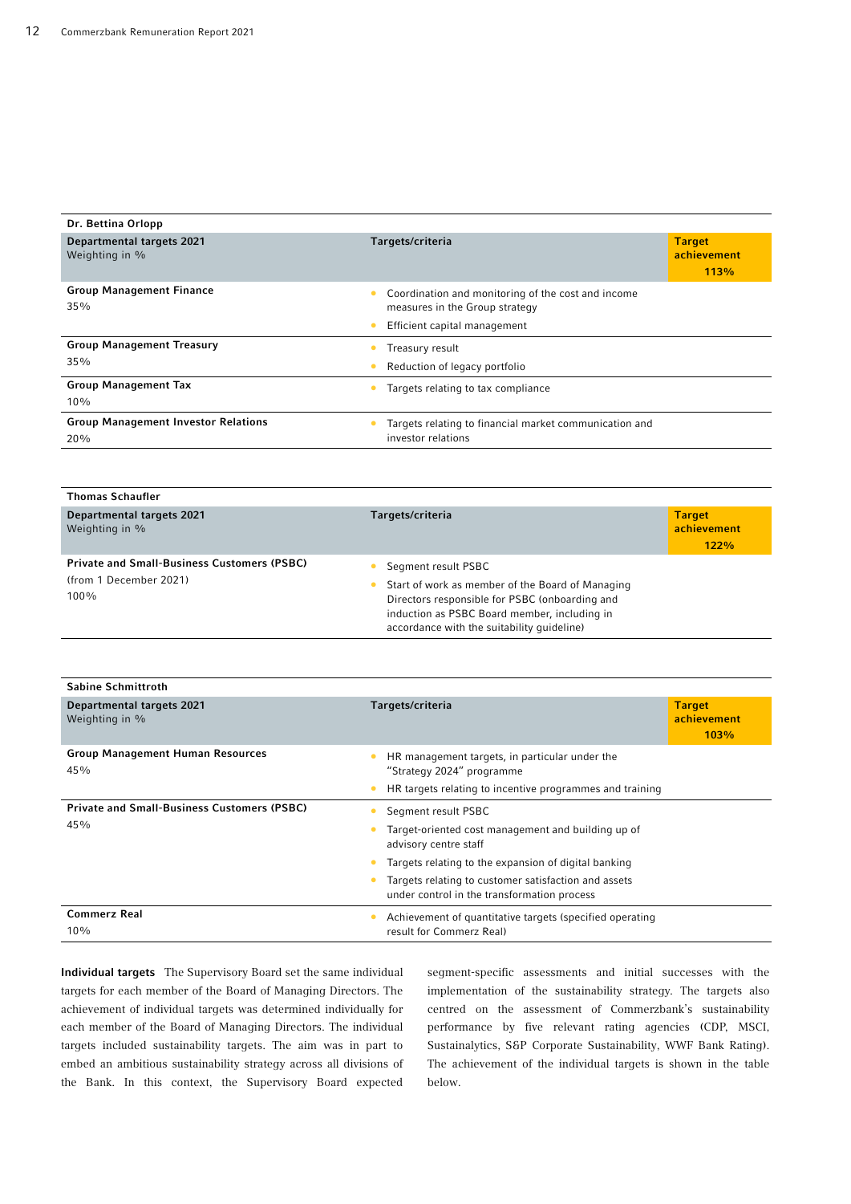**Dr. Bettina Orlopp**

| Departmental targets 2021<br>Weighting in % | Targets/criteria | Target achievement 113% |
|---|---|---|
| **Group Management Finance**<br>35% | • Coordination and monitoring of the cost and income measures in the Group strategy<br>• Efficient capital management | |
| **Group Management Treasury**<br>35% | • Treasury result<br>• Reduction of legacy portfolio | |
| **Group Management Tax**<br>10% | • Targets relating to tax compliance | |
| **Group Management Investor Relations**<br>20% | • Targets relating to financial market communication and investor relations | |

**Thomas Schaufler**

| Departmental targets 2021<br>Weighting in % | Targets/criteria | Target achievement 122% |
|---|---|---|
| **Private and Small-Business Customers (PSBC)**<br>(from 1 December 2021)<br>100% | • Segment result PSBC<br>• Start of work as member of the Board of Managing Directors responsible for PSBC (onboarding and induction as PSBC Board member, including in accordance with the suitability guideline) | |

**Sabine Schmittroth**

| Departmental targets 2021<br>Weighting in % | Targets/criteria | Target achievement 103% |
|---|---|---|
| **Group Management Human Resources**<br>45% | • HR management targets, in particular under the "Strategy 2024" programme<br>• HR targets relating to incentive programmes and training | |
| **Private and Small-Business Customers (PSBC)**<br>45% | • Segment result PSBC<br>• Target-oriented cost management and building up of advisory centre staff<br>• Targets relating to the expansion of digital banking<br>• Targets relating to customer satisfaction and assets under control in the transformation process | |
| **Commerz Real**<br>10% | • Achievement of quantitative targets (specified operating result for Commerz Real) | |

**Individual targets** The Supervisory Board set the same individual targets for each member of the Board of Managing Directors. The achievement of individual targets was determined individually for each member of the Board of Managing Directors. The individual targets included sustainability targets. The aim was in part to embed an ambitious sustainability strategy across all divisions of the Bank. In this context, the Supervisory Board expected segment-specific assessments and initial successes with the implementation of the sustainability strategy. The targets also centred on the assessment of Commerzbank's sustainability performance by five relevant rating agencies (CDP, MSCI, Sustainalytics, S&P Corporate Sustainability, WWF Bank Rating). The achievement of the individual targets is shown in the table below.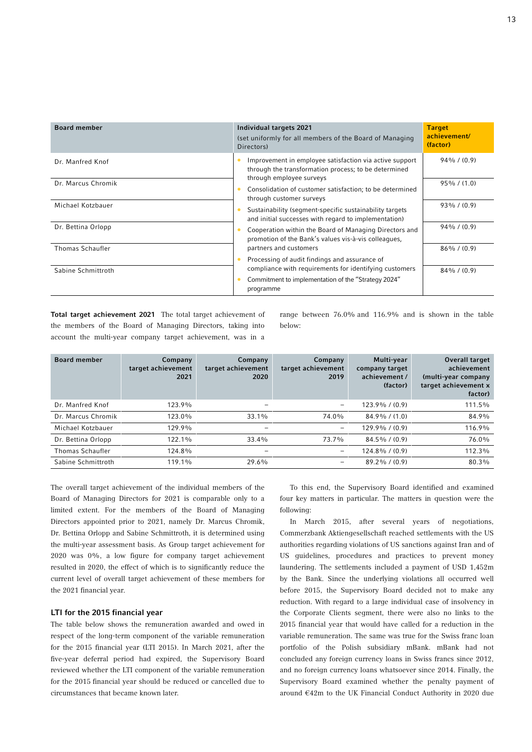| Board member | Individual targets 2021 (set uniformly for all members of the Board of Managing Directors) | Target achievement/ (factor) |
|---|---|---|
| Dr. Manfred Knof | • Improvement in employee satisfaction via active support through the transformation process; to be determined through employee surveys<br>• Consolidation of customer satisfaction; to be determined through customer surveys<br>• Sustainability (segment-specific sustainability targets and initial successes with regard to implementation)<br>• Cooperation within the Board of Managing Directors and promotion of the Bank's values vis-à-vis colleagues, partners and customers<br>• Processing of audit findings and assurance of compliance with requirements for identifying customers<br>• Commitment to implementation of the "Strategy 2024" programme | 94% / (0.9) |
| Dr. Marcus Chromik | | 95% / (1.0) |
| Michael Kotzbauer | | 93% / (0.9) |
| Dr. Bettina Orlopp | | 94% / (0.9) |
| Thomas Schaufler | | 86% / (0.9) |
| Sabine Schmittroth | | 84% / (0.9) |

**Total target achievement 2021** The total target achievement of the members of the Board of Managing Directors, taking into account the multi-year company target achievement, was in a range between 76.0% and 116.9% and is shown in the table below:

| Board member | Company target achievement 2021 | Company target achievement 2020 | Company target achievement 2019 | Multi-year company target achievement / (factor) | Overall target achievement (multi-year company target achievement x factor) |
|---|---|---|---|---|---|
| Dr. Manfred Knof | 123.9% | – | – | 123.9% / (0.9) | 111.5% |
| Dr. Marcus Chromik | 123.0% | 33.1% | 74.0% | 84.9% / (1.0) | 84.9% |
| Michael Kotzbauer | 129.9% | – | – | 129.9% / (0.9) | 116.9% |
| Dr. Bettina Orlopp | 122.1% | 33.4% | 73.7% | 84.5% / (0.9) | 76.0% |
| Thomas Schaufler | 124.8% | – | – | 124.8% / (0.9) | 112.3% |
| Sabine Schmittroth | 119.1% | 29.6% | – | 89.2% / (0.9) | 80.3% |

The overall target achievement of the individual members of the Board of Managing Directors for 2021 is comparable only to a limited extent. For the members of the Board of Managing Directors appointed prior to 2021, namely Dr. Marcus Chromik, Dr. Bettina Orlopp and Sabine Schmittroth, it is determined using the multi-year assessment basis. As Group target achievement for 2020 was 0%, a low figure for company target achievement resulted in 2020, the effect of which is to significantly reduce the current level of overall target achievement of these members for the 2021 financial year.

### LTI for the 2015 financial year

The table below shows the remuneration awarded and owed in respect of the long-term component of the variable remuneration for the 2015 financial year (LTI 2015). In March 2021, after the five-year deferral period had expired, the Supervisory Board reviewed whether the LTI component of the variable remuneration for the 2015 financial year should be reduced or cancelled due to circumstances that became known later.

To this end, the Supervisory Board identified and examined four key matters in particular. The matters in question were the following:

In March 2015, after several years of negotiations, Commerzbank Aktiengesellschaft reached settlements with the US authorities regarding violations of US sanctions against Iran and of US guidelines, procedures and practices to prevent money laundering. The settlements included a payment of USD 1,452m by the Bank. Since the underlying violations all occurred well before 2015, the Supervisory Board decided not to make any reduction. With regard to a large individual case of insolvency in the Corporate Clients segment, there were also no links to the 2015 financial year that would have called for a reduction in the variable remuneration. The same was true for the Swiss franc loan portfolio of the Polish subsidiary mBank. mBank had not concluded any foreign currency loans in Swiss francs since 2012, and no foreign currency loans whatsoever since 2014. Finally, the Supervisory Board examined whether the penalty payment of around €42m to the UK Financial Conduct Authority in 2020 due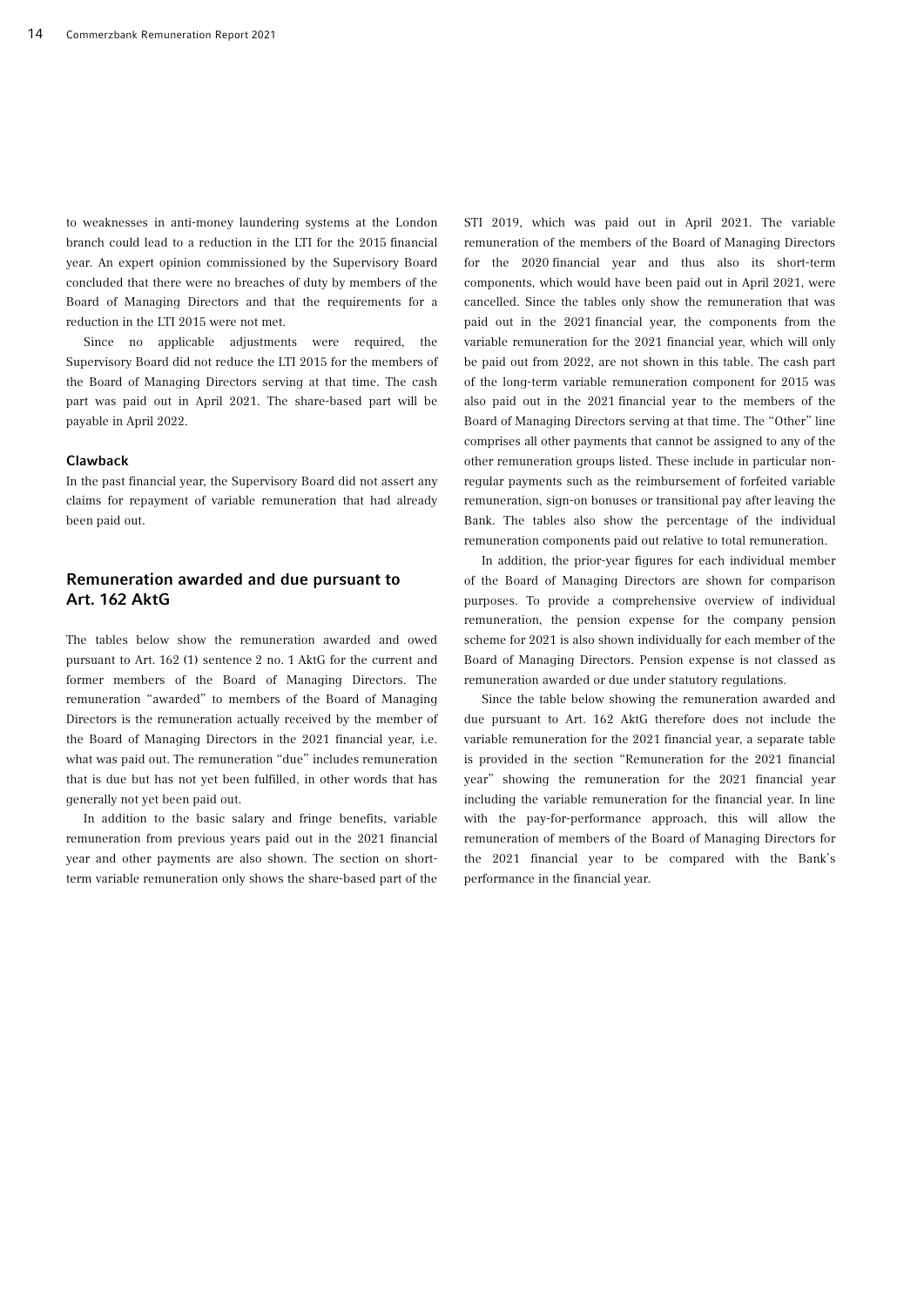to weaknesses in anti-money laundering systems at the London branch could lead to a reduction in the LTI for the 2015 financial year. An expert opinion commissioned by the Supervisory Board concluded that there were no breaches of duty by members of the Board of Managing Directors and that the requirements for a reduction in the LTI 2015 were not met.

Since no applicable adjustments were required, the Supervisory Board did not reduce the LTI 2015 for the members of the Board of Managing Directors serving at that time. The cash part was paid out in April 2021. The share-based part will be payable in April 2022.

#### Clawback

In the past financial year, the Supervisory Board did not assert any claims for repayment of variable remuneration that had already been paid out.

### Remuneration awarded and due pursuant to Art. 162 AktG

The tables below show the remuneration awarded and owed pursuant to Art. 162 (1) sentence 2 no. 1 AktG for the current and former members of the Board of Managing Directors. The remuneration "awarded" to members of the Board of Managing Directors is the remuneration actually received by the member of the Board of Managing Directors in the 2021 financial year, i.e. what was paid out. The remuneration "due" includes remuneration that is due but has not yet been fulfilled, in other words that has generally not yet been paid out.

In addition to the basic salary and fringe benefits, variable remuneration from previous years paid out in the 2021 financial year and other payments are also shown. The section on short-term variable remuneration only shows the share-based part of the STI 2019, which was paid out in April 2021. The variable remuneration of the members of the Board of Managing Directors for the 2020 financial year and thus also its short-term components, which would have been paid out in April 2021, were cancelled. Since the tables only show the remuneration that was paid out in the 2021 financial year, the components from the variable remuneration for the 2021 financial year, which will only be paid out from 2022, are not shown in this table. The cash part of the long-term variable remuneration component for 2015 was also paid out in the 2021 financial year to the members of the Board of Managing Directors serving at that time. The "Other" line comprises all other payments that cannot be assigned to any of the other remuneration groups listed. These include in particular non-regular payments such as the reimbursement of forfeited variable remuneration, sign-on bonuses or transitional pay after leaving the Bank. The tables also show the percentage of the individual remuneration components paid out relative to total remuneration.

In addition, the prior-year figures for each individual member of the Board of Managing Directors are shown for comparison purposes. To provide a comprehensive overview of individual remuneration, the pension expense for the company pension scheme for 2021 is also shown individually for each member of the Board of Managing Directors. Pension expense is not classed as remuneration awarded or due under statutory regulations.

Since the table below showing the remuneration awarded and due pursuant to Art. 162 AktG therefore does not include the variable remuneration for the 2021 financial year, a separate table is provided in the section "Remuneration for the 2021 financial year" showing the remuneration for the 2021 financial year including the variable remuneration for the financial year. In line with the pay-for-performance approach, this will allow the remuneration of members of the Board of Managing Directors for the 2021 financial year to be compared with the Bank's performance in the financial year.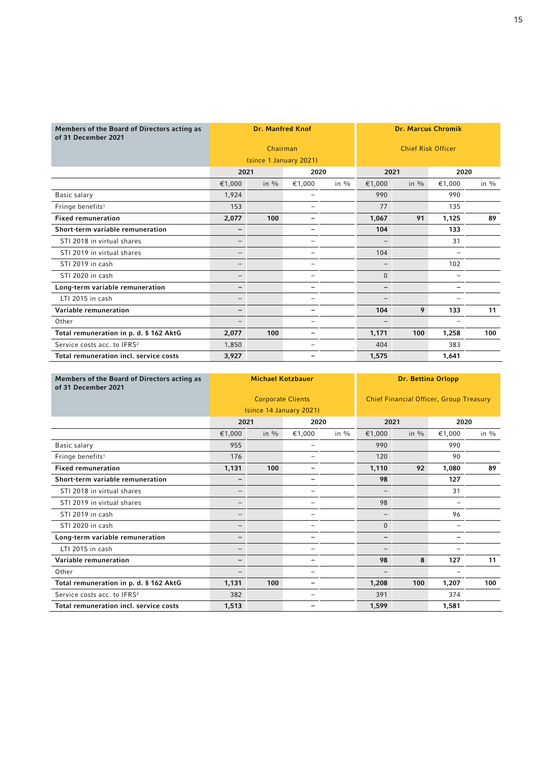| Members of the Board of Directors acting as of 31 December 2021 | Dr. Manfred Knof Chairman (since 1 January 2021) | | | | Dr. Marcus Chromik Chief Risk Officer | | | |
|---|---|---|---|---|---|---|---|---|
| | 2021 | | 2020 | | 2021 | | 2020 | |
| | €1,000 | in % | €1,000 | in % | €1,000 | in % | €1,000 | in % |
| Basic salary | 1,924 | | – | | 990 | | 990 | |
| Fringe benefits[1] | 153 | | – | | 77 | | 135 | |
| **Fixed remuneration** | **2,077** | **100** | **–** | | **1,067** | **91** | **1,125** | **89** |
| **Short-term variable remuneration** | **–** | | **–** | | **104** | | **133** | |
| STI 2018 in virtual shares | – | | – | | – | | 31 | |
| STI 2019 in virtual shares | – | | – | | 104 | | – | |
| STI 2019 in cash | – | | – | | – | | 102 | |
| STI 2020 in cash | – | | – | | 0 | | – | |
| **Long-term variable remuneration** | **–** | | **–** | | **–** | | **–** | |
| LTI 2015 in cash | – | | – | | – | | – | |
| **Variable remuneration** | **–** | | **–** | | **104** | **9** | **133** | **11** |
| Other | – | | – | | – | | – | |
| **Total remuneration in p. d. § 162 AktG** | **2,077** | **100** | **–** | | **1,171** | **100** | **1,258** | **100** |
| Service costs acc. to IFRS[2] | 1,850 | | – | | 404 | | 383 | |
| **Total remuneration incl. service costs** | **3,927** | | **–** | | **1,575** | | **1,641** | |

| Members of the Board of Directors acting as of 31 December 2021 | Michael Kotzbauer Corporate Clients (since 14 January 2021) | | | | Dr. Bettina Orlopp Chief Financial Officer, Group Treasury | | | |
|---|---|---|---|---|---|---|---|---|
| | 2021 | | 2020 | | 2021 | | 2020 | |
| | €1,000 | in % | €1,000 | in % | €1,000 | in % | €1,000 | in % |
| Basic salary | 955 | | – | | 990 | | 990 | |
| Fringe benefits[1] | 176 | | – | | 120 | | 90 | |
| **Fixed remuneration** | **1,131** | **100** | **–** | | **1,110** | **92** | **1,080** | **89** |
| **Short-term variable remuneration** | **–** | | **–** | | **98** | | **127** | |
| STI 2018 in virtual shares | – | | – | | – | | 31 | |
| STI 2019 in virtual shares | – | | – | | 98 | | – | |
| STI 2019 in cash | – | | – | | – | | 96 | |
| STI 2020 in cash | – | | – | | 0 | | – | |
| **Long-term variable remuneration** | **–** | | **–** | | **–** | | **–** | |
| LTI 2015 in cash | – | | – | | – | | – | |
| **Variable remuneration** | **–** | | **–** | | **98** | **8** | **127** | **11** |
| Other | – | | – | | – | | – | |
| **Total remuneration in p. d. § 162 AktG** | **1,131** | **100** | **–** | | **1,208** | **100** | **1,207** | **100** |
| Service costs acc. to IFRS[2] | 382 | | – | | 391 | | 374 | |
| **Total remuneration incl. service costs** | **1,513** | | **–** | | **1,599** | | **1,581** | |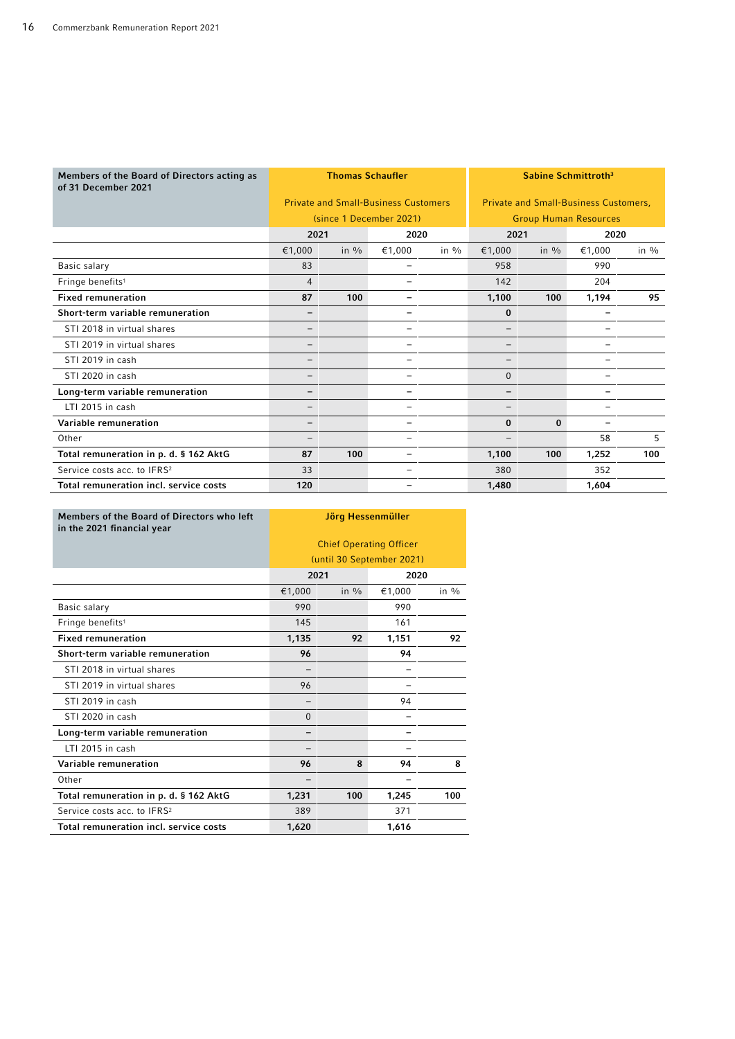| Members of the Board of Directors acting as of 31 December 2021 | Thomas Schaufler | | | | Sabine Schmittroth[3] | | | |
|---|---|---|---|---|---|---|---|---|
| | Private and Small-Business Customers (since 1 December 2021) | | | | Private and Small-Business Customers, Group Human Resources | | | |
| | 2021 | | 2020 | | 2021 | | 2020 | |
| | €1,000 | in % | €1,000 | in % | €1,000 | in % | €1,000 | in % |
| Basic salary | 83 | | – | | 958 | | 990 | |
| Fringe benefits[1] | 4 | | – | | 142 | | 204 | |
| **Fixed remuneration** | **87** | **100** | **–** | | **1,100** | **100** | **1,194** | **95** |
| **Short-term variable remuneration** | **–** | | **–** | | **0** | | **–** | |
| STI 2018 in virtual shares | – | | – | | – | | – | |
| STI 2019 in virtual shares | – | | – | | – | | – | |
| STI 2019 in cash | – | | – | | – | | – | |
| STI 2020 in cash | – | | – | | 0 | | – | |
| **Long-term variable remuneration** | **–** | | **–** | | **–** | | **–** | |
| LTI 2015 in cash | – | | – | | – | | – | |
| **Variable remuneration** | **–** | | **–** | | **0** | **0** | **–** | |
| Other | – | | – | | – | | 58 | 5 |
| **Total remuneration in p. d. § 162 AktG** | **87** | **100** | **–** | | **1,100** | **100** | **1,252** | **100** |
| Service costs acc. to IFRS[2] | 33 | | – | | 380 | | 352 | |
| **Total remuneration incl. service costs** | **120** | | **–** | | **1,480** | | **1,604** | |

| Members of the Board of Directors who left in the 2021 financial year | Jörg Hessenmüller | | | |
|---|---|---|---|---|
| | Chief Operating Officer (until 30 September 2021) | | | |
| | 2021 | | 2020 | |
| | €1,000 | in % | €1,000 | in % |
| Basic salary | 990 | | 990 | |
| Fringe benefits[1] | 145 | | 161 | |
| **Fixed remuneration** | **1,135** | **92** | **1,151** | **92** |
| **Short-term variable remuneration** | **96** | | **94** | |
| STI 2018 in virtual shares | – | | – | |
| STI 2019 in virtual shares | 96 | | – | |
| STI 2019 in cash | – | | 94 | |
| STI 2020 in cash | 0 | | – | |
| **Long-term variable remuneration** | **–** | | **–** | |
| LTI 2015 in cash | – | | – | |
| **Variable remuneration** | **96** | **8** | **94** | **8** |
| Other | – | | – | |
| **Total remuneration in p. d. § 162 AktG** | **1,231** | **100** | **1,245** | **100** |
| Service costs acc. to IFRS[2] | 389 | | 371 | |
| **Total remuneration incl. service costs** | **1,620** | | **1,616** | |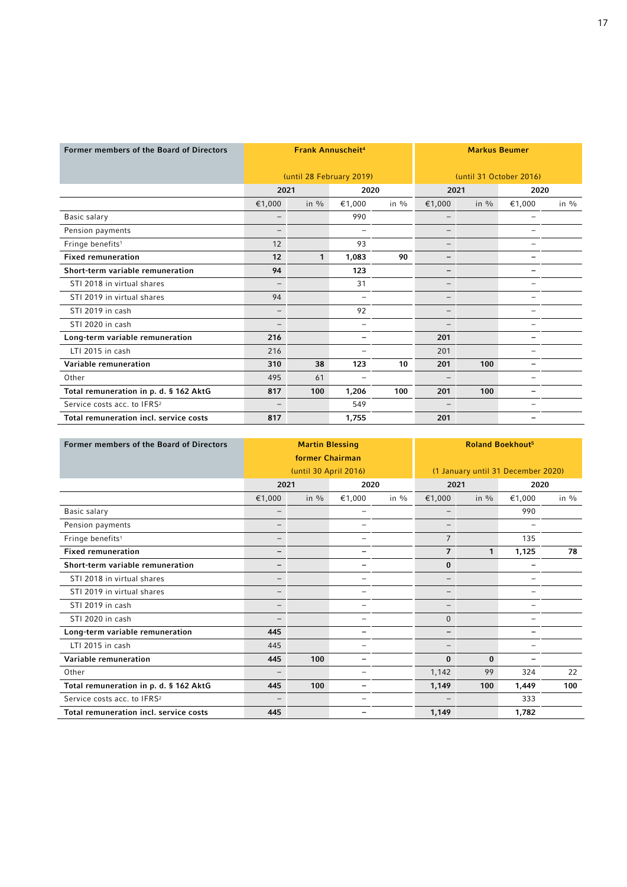| Former members of the Board of Directors | Frank Annuscheit[4] (until 28 February 2019) | | | | Markus Beumer (until 31 October 2016) | | | |
|---|---|---|---|---|---|---|---|---|
| | 2021 | | 2020 | | 2021 | | 2020 | |
| | €1,000 | in % | €1,000 | in % | €1,000 | in % | €1,000 | in % |
| Basic salary | – | | 990 | | – | | – | |
| Pension payments | – | | – | | – | | – | |
| Fringe benefits[1] | 12 | | 93 | | – | | – | |
| **Fixed remuneration** | **12** | **1** | **1,083** | **90** | **–** | | **–** | |
| **Short-term variable remuneration** | **94** | | **123** | | **–** | | **–** | |
| STI 2018 in virtual shares | – | | 31 | | – | | – | |
| STI 2019 in virtual shares | 94 | | – | | – | | – | |
| STI 2019 in cash | – | | 92 | | – | | – | |
| STI 2020 in cash | – | | – | | – | | – | |
| **Long-term variable remuneration** | **216** | | **–** | | **201** | | **–** | |
| LTI 2015 in cash | 216 | | – | | 201 | | – | |
| **Variable remuneration** | **310** | **38** | **123** | **10** | **201** | **100** | **–** | |
| Other | 495 | 61 | – | | – | | – | |
| **Total remuneration in p. d. § 162 AktG** | **817** | **100** | **1,206** | **100** | **201** | **100** | **–** | |
| Service costs acc. to IFRS[2] | – | | 549 | | – | | – | |
| **Total remuneration incl. service costs** | **817** | | **1,755** | | **201** | | **–** | |

| Former members of the Board of Directors | Martin Blessing former Chairman (until 30 April 2016) | | | | Roland Boekhout[5] (1 January until 31 December 2020) | | | |
|---|---|---|---|---|---|---|---|---|
| | 2021 | | 2020 | | 2021 | | 2020 | |
| | €1,000 | in % | €1,000 | in % | €1,000 | in % | €1,000 | in % |
| Basic salary | – | | – | | – | | 990 | |
| Pension payments | – | | – | | – | | – | |
| Fringe benefits[1] | – | | – | | 7 | | 135 | |
| **Fixed remuneration** | **–** | | **–** | | **7** | **1** | **1,125** | **78** |
| **Short-term variable remuneration** | **–** | | **–** | | **0** | | **–** | |
| STI 2018 in virtual shares | – | | – | | – | | – | |
| STI 2019 in virtual shares | – | | – | | – | | – | |
| STI 2019 in cash | – | | – | | – | | – | |
| STI 2020 in cash | – | | – | | 0 | | – | |
| **Long-term variable remuneration** | **445** | | **–** | | **–** | | **–** | |
| LTI 2015 in cash | 445 | | – | | – | | – | |
| **Variable remuneration** | **445** | **100** | **–** | | **0** | **0** | **–** | |
| Other | – | | – | | 1,142 | 99 | 324 | 22 |
| **Total remuneration in p. d. § 162 AktG** | **445** | **100** | **–** | | **1,149** | **100** | **1,449** | **100** |
| Service costs acc. to IFRS[2] | – | | – | | – | | 333 | |
| **Total remuneration incl. service costs** | **445** | | **–** | | **1,149** | | **1,782** | |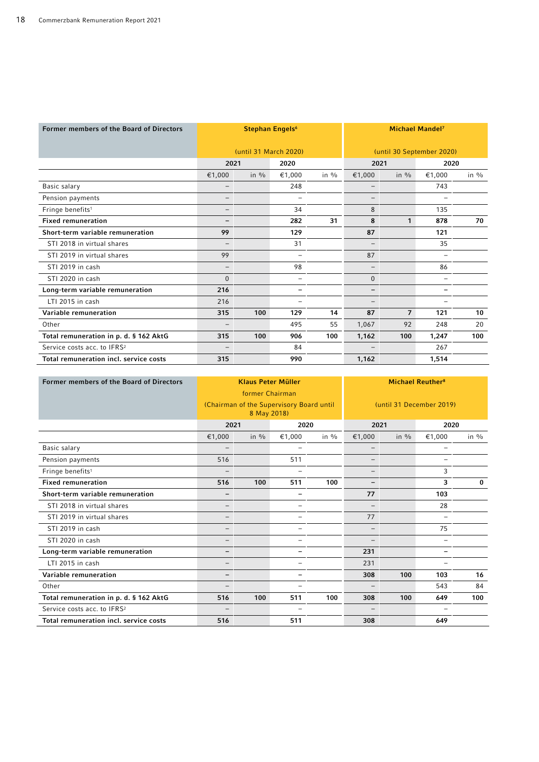| Former members of the Board of Directors | Stephan Engels[6] (until 31 March 2020) | | | | Michael Mandel[7] (until 30 September 2020) | | | |
|---|---|---|---|---|---|---|---|---|
| | 2021 | | 2020 | | 2021 | | 2020 | |
| | €1,000 | in % | €1,000 | in % | €1,000 | in % | €1,000 | in % |
| Basic salary | – | | 248 | | – | | 743 | |
| Pension payments | – | | – | | – | | – | |
| Fringe benefits[1] | – | | 34 | | 8 | | 135 | |
| **Fixed remuneration** | **–** | | **282** | **31** | **8** | **1** | **878** | **70** |
| **Short-term variable remuneration** | **99** | | **129** | | **87** | | **121** | |
| STI 2018 in virtual shares | – | | 31 | | – | | 35 | |
| STI 2019 in virtual shares | 99 | | – | | 87 | | – | |
| STI 2019 in cash | – | | 98 | | – | | 86 | |
| STI 2020 in cash | 0 | | – | | 0 | | – | |
| **Long-term variable remuneration** | **216** | | **–** | | **–** | | **–** | |
| LTI 2015 in cash | 216 | | – | | – | | – | |
| **Variable remuneration** | **315** | **100** | **129** | **14** | **87** | **7** | **121** | **10** |
| Other | – | | 495 | 55 | 1,067 | 92 | 248 | 20 |
| **Total remuneration in p. d. § 162 AktG** | **315** | **100** | **906** | **100** | **1,162** | **100** | **1,247** | **100** |
| Service costs acc. to IFRS[2] | – | | 84 | | – | | 267 | |
| **Total remuneration incl. service costs** | **315** | | **990** | | **1,162** | | **1,514** | |

| Former members of the Board of Directors | Klaus Peter Müller former Chairman (Chairman of the Supervisory Board until 8 May 2018) | | | | Michael Reuther[8] (until 31 December 2019) | | | |
|---|---|---|---|---|---|---|---|---|
| | 2021 | | 2020 | | 2021 | | 2020 | |
| | €1,000 | in % | €1,000 | in % | €1,000 | in % | €1,000 | in % |
| Basic salary | – | | – | | – | | – | |
| Pension payments | 516 | | 511 | | – | | – | |
| Fringe benefits[1] | – | | – | | – | | 3 | |
| **Fixed remuneration** | **516** | **100** | **511** | **100** | **–** | | **3** | **0** |
| **Short-term variable remuneration** | **–** | | **–** | | **77** | | **103** | |
| STI 2018 in virtual shares | – | | – | | – | | 28 | |
| STI 2019 in virtual shares | – | | – | | 77 | | – | |
| STI 2019 in cash | – | | – | | – | | 75 | |
| STI 2020 in cash | – | | – | | – | | – | |
| **Long-term variable remuneration** | **–** | | **–** | | **231** | | **–** | |
| LTI 2015 in cash | – | | – | | 231 | | – | |
| **Variable remuneration** | **–** | | **–** | | **308** | **100** | **103** | **16** |
| Other | – | | – | | – | | 543 | 84 |
| **Total remuneration in p. d. § 162 AktG** | **516** | **100** | **511** | **100** | **308** | **100** | **649** | **100** |
| Service costs acc. to IFRS[2] | – | | – | | – | | – | |
| **Total remuneration incl. service costs** | **516** | | **511** | | **308** | | **649** | |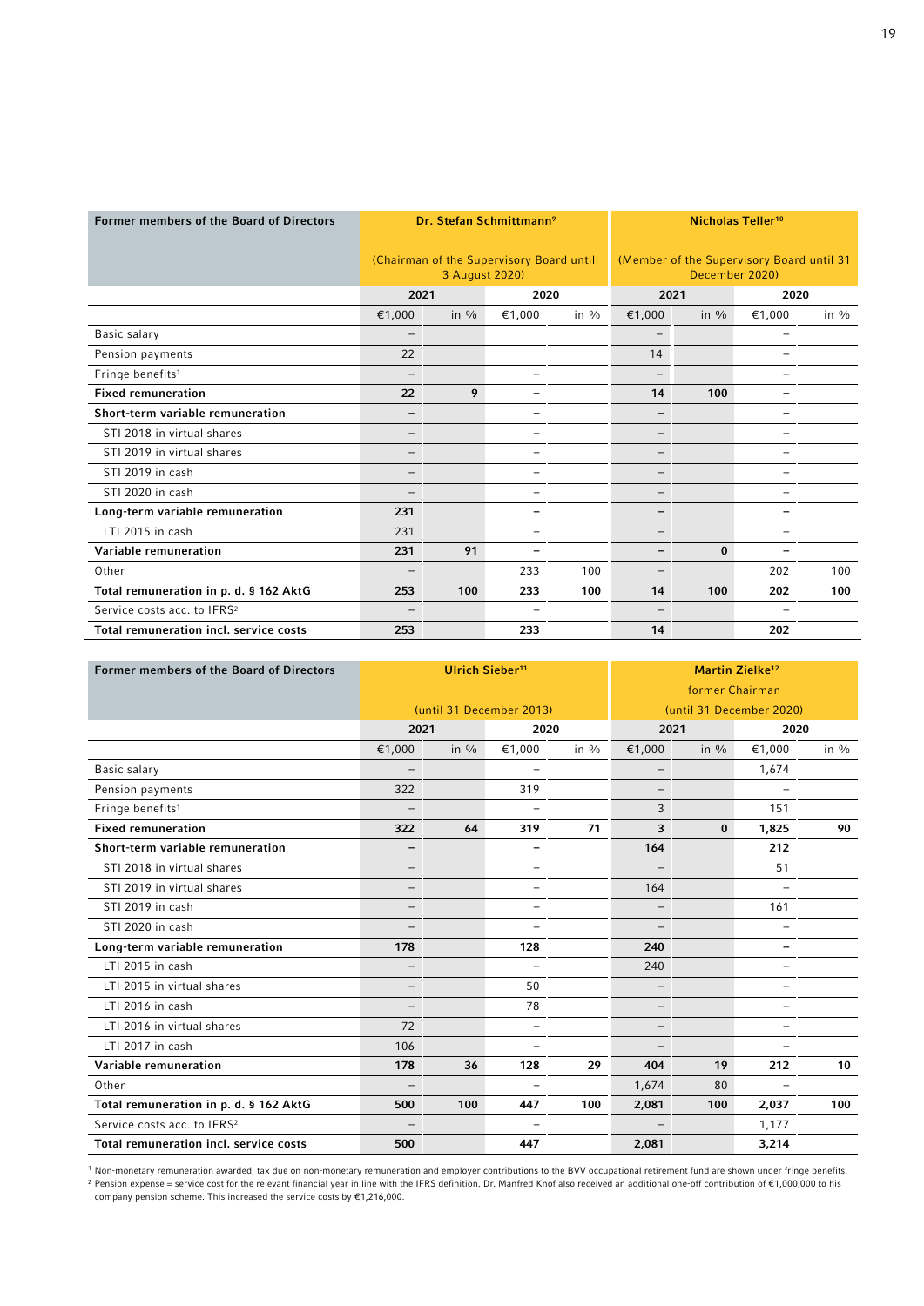| Former members of the Board of Directors | Dr. Stefan Schmittmann[9] (Chairman of the Supervisory Board until 3 August 2020) | | | | Nicholas Teller[10] (Member of the Supervisory Board until 31 December 2020) | | | |
|---|---|---|---|---|---|---|---|---|
| | 2021 | | 2020 | | 2021 | | 2020 | |
| | €1,000 | in % | €1,000 | in % | €1,000 | in % | €1,000 | in % |
| Basic salary | – | | | | – | | – | |
| Pension payments | 22 | | | | 14 | | – | |
| Fringe benefits[1] | – | | – | | – | | – | |
| **Fixed remuneration** | **22** | **9** | **–** | | **14** | **100** | **–** | |
| **Short-term variable remuneration** | **–** | | **–** | | **–** | | **–** | |
| STI 2018 in virtual shares | – | | – | | – | | – | |
| STI 2019 in virtual shares | – | | – | | – | | – | |
| STI 2019 in cash | – | | – | | – | | – | |
| STI 2020 in cash | – | | – | | – | | – | |
| **Long-term variable remuneration** | **231** | | **–** | | **–** | | **–** | |
| LTI 2015 in cash | 231 | | – | | – | | – | |
| **Variable remuneration** | **231** | **91** | **–** | | **–** | **0** | **–** | |
| Other | – | | 233 | 100 | – | | 202 | 100 |
| **Total remuneration in p. d. § 162 AktG** | **253** | **100** | **233** | **100** | **14** | **100** | **202** | **100** |
| Service costs acc. to IFRS[2] | – | | – | | – | | – | |
| **Total remuneration incl. service costs** | **253** | | **233** | | **14** | | **202** | |

| Former members of the Board of Directors | Ulrich Sieber[11] (until 31 December 2013) | | | | Martin Zielke[12] former Chairman (until 31 December 2020) | | | |
|---|---|---|---|---|---|---|---|---|
| | 2021 | | 2020 | | 2021 | | 2020 | |
| | €1,000 | in % | €1,000 | in % | €1,000 | in % | €1,000 | in % |
| Basic salary | – | | – | | – | | 1,674 | |
| Pension payments | 322 | | 319 | | – | | – | |
| Fringe benefits[1] | – | | – | | 3 | | 151 | |
| **Fixed remuneration** | **322** | **64** | **319** | **71** | **3** | **0** | **1,825** | **90** |
| **Short-term variable remuneration** | **–** | | **–** | | **164** | | **212** | |
| STI 2018 in virtual shares | – | | – | | – | | 51 | |
| STI 2019 in virtual shares | – | | – | | 164 | | – | |
| STI 2019 in cash | – | | – | | – | | 161 | |
| STI 2020 in cash | – | | – | | – | | – | |
| **Long-term variable remuneration** | **178** | | **128** | | **240** | | **–** | |
| LTI 2015 in cash | – | | – | | 240 | | – | |
| LTI 2015 in virtual shares | – | | 50 | | – | | – | |
| LTI 2016 in cash | – | | 78 | | – | | – | |
| LTI 2016 in virtual shares | 72 | | – | | – | | – | |
| LTI 2017 in cash | 106 | | – | | – | | – | |
| **Variable remuneration** | **178** | **36** | **128** | **29** | **404** | **19** | **212** | **10** |
| Other | – | | – | | 1,674 | 80 | – | |
| **Total remuneration in p. d. § 162 AktG** | **500** | **100** | **447** | **100** | **2,081** | **100** | **2,037** | **100** |
| Service costs acc. to IFRS[2] | – | | – | | – | | 1,177 | |
| **Total remuneration incl. service costs** | **500** | | **447** | | **2,081** | | **3,214** | |

[1] Non-monetary remuneration awarded, tax due on non-monetary remuneration and employer contributions to the BVV occupational retirement fund are shown under fringe benefits.
[2] Pension expense = service cost for the relevant financial year in line with the IFRS definition. Dr. Manfred Knof also received an additional one-off contribution of €1,000,000 to his company pension scheme. This increased the service costs by €1,216,000.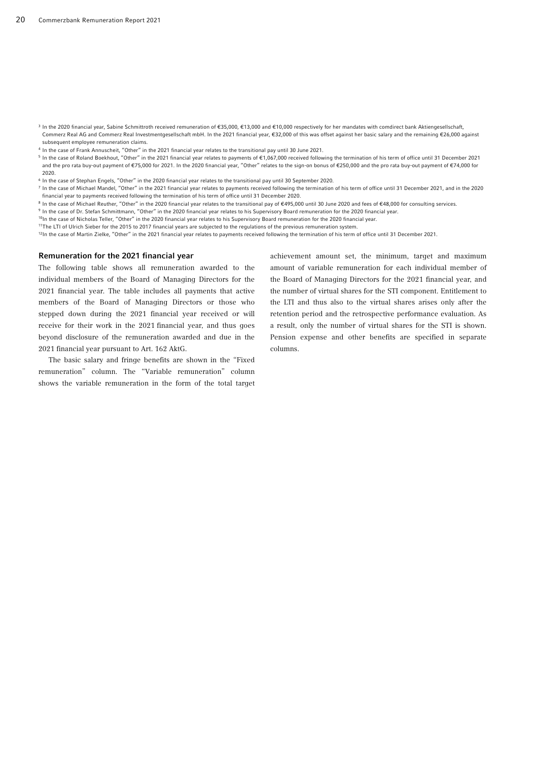[3] In the 2020 financial year, Sabine Schmittroth received remuneration of €35,000, €13,000 and €10,000 respectively for her mandates with comdirect bank Aktiengesellschaft, Commerz Real AG and Commerz Real Investmentgesellschaft mbH. In the 2021 financial year, €32,000 of this was offset against her basic salary and the remaining €26,000 against subsequent employee remuneration claims.

[4] In the case of Frank Annuscheit, "Other" in the 2021 financial year relates to the transitional pay until 30 June 2021.

[5] In the case of Roland Boekhout, "Other" in the 2021 financial year relates to payments of €1,067,000 received following the termination of his term of office until 31 December 2021 and the pro rata buy-out payment of €75,000 for 2021. In the 2020 financial year, "Other" relates to the sign-on bonus of €250,000 and the pro rata buy-out payment of €74,000 for 2020.

[6] In the case of Stephan Engels, "Other" in the 2020 financial year relates to the transitional pay until 30 September 2020.

[7] In the case of Michael Mandel, "Other" in the 2021 financial year relates to payments received following the termination of his term of office until 31 December 2021, and in the 2020 financial year to payments received following the termination of his term of office until 31 December 2020.

[8] In the case of Michael Reuther, "Other" in the 2020 financial year relates to the transitional pay of €495,000 until 30 June 2020 and fees of €48,000 for consulting services.

[9] In the case of Dr. Stefan Schmittmann, "Other" in the 2020 financial year relates to his Supervisory Board remuneration for the 2020 financial year.

[10] In the case of Nicholas Teller, "Other" in the 2020 financial year relates to his Supervisory Board remuneration for the 2020 financial year.

[11] The LTI of Ulrich Sieber for the 2015 to 2017 financial years are subjected to the regulations of the previous remuneration system.

[12] In the case of Martin Zielke, "Other" in the 2021 financial year relates to payments received following the termination of his term of office until 31 December 2021.

### Remuneration for the 2021 financial year

The following table shows all remuneration awarded to the individual members of the Board of Managing Directors for the 2021 financial year. The table includes all payments that active members of the Board of Managing Directors or those who stepped down during the 2021 financial year received or will receive for their work in the 2021 financial year, and thus goes beyond disclosure of the remuneration awarded and due in the 2021 financial year pursuant to Art. 162 AktG.

The basic salary and fringe benefits are shown in the "Fixed remuneration" column. The "Variable remuneration" column shows the variable remuneration in the form of the total target achievement amount set, the minimum, target and maximum amount of variable remuneration for each individual member of the Board of Managing Directors for the 2021 financial year, and the number of virtual shares for the STI component. Entitlement to the LTI and thus also to the virtual shares arises only after the retention period and the retrospective performance evaluation. As a result, only the number of virtual shares for the STI is shown. Pension expense and other benefits are specified in separate columns.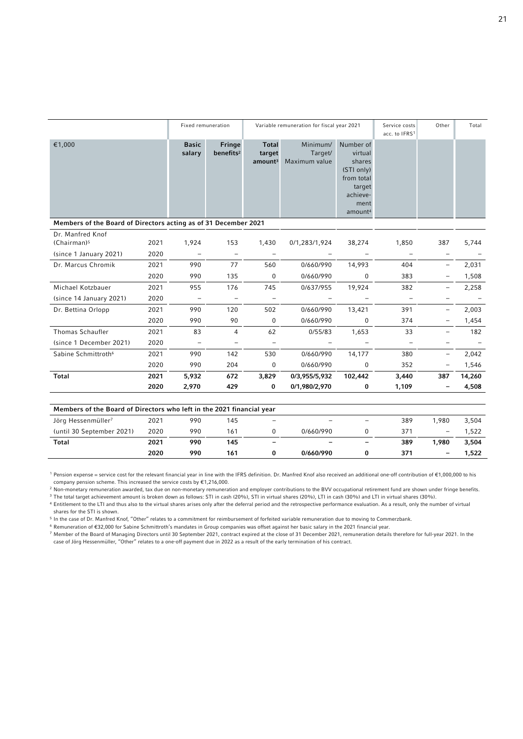| €1,000 | | Fixed remuneration | | Variable remuneration for fiscal year 2021 | | | Service costs acc. to IFRS[1] | Other | Total |
|---|---|---|---|---|---|---|---|---|---|
| | | Basic salary | Fringe benefits[2] | Total target amount[3] | Minimum/ Target/ Maximum value | Number of virtual shares (STI only) from total target achievement amount[4] | | | |
| **Members of the Board of Directors acting as of 31 December 2021** | | | | | | | | | |
| Dr. Manfred Knof (Chairman)[5] | 2021 | 1,924 | 153 | 1,430 | 0/1,283/1,924 | 38,274 | 1,850 | 387 | 5,744 |
| (since 1 January 2021) | 2020 | – | – | – | – | – | – | – | – |
| Dr. Marcus Chromik | 2021 | 990 | 77 | 560 | 0/660/990 | 14,993 | 404 | – | 2,031 |
| | 2020 | 990 | 135 | 0 | 0/660/990 | 0 | 383 | – | 1,508 |
| Michael Kotzbauer | 2021 | 955 | 176 | 745 | 0/637/955 | 19,924 | 382 | – | 2,258 |
| (since 14 January 2021) | 2020 | – | – | – | – | – | – | – | – |
| Dr. Bettina Orlopp | 2021 | 990 | 120 | 502 | 0/660/990 | 13,421 | 391 | – | 2,003 |
| | 2020 | 990 | 90 | 0 | 0/660/990 | 0 | 374 | – | 1,454 |
| Thomas Schaufler | 2021 | 83 | 4 | 62 | 0/55/83 | 1,653 | 33 | – | 182 |
| (since 1 December 2021) | 2020 | – | – | – | – | – | – | – | – |
| Sabine Schmittroth[6] | 2021 | 990 | 142 | 530 | 0/660/990 | 14,177 | 380 | – | 2,042 |
| | 2020 | 990 | 204 | 0 | 0/660/990 | 0 | 352 | – | 1,546 |
| **Total** | **2021** | **5,932** | **672** | **3,829** | **0/3,955/5,932** | **102,442** | **3,440** | **387** | **14,260** |
| | **2020** | **2,970** | **429** | **0** | **0/1,980/2,970** | **0** | **1,109** | **–** | **4,508** |
| **Members of the Board of Directors who left in the 2021 financial year** | | | | | | | | | |
| Jörg Hessenmüller[7] | 2021 | 990 | 145 | – | – | – | 389 | 1,980 | 3,504 |
| (until 30 September 2021) | 2020 | 990 | 161 | 0 | 0/660/990 | 0 | 371 | – | 1,522 |
| **Total** | **2021** | **990** | **145** | **–** | **–** | **–** | **389** | **1,980** | **3,504** |
| | **2020** | **990** | **161** | **0** | **0/660/990** | **0** | **371** | **–** | **1,522** |

[1] Pension expense = service cost for the relevant financial year in line with the IFRS definition. Dr. Manfred Knof also received an additional one-off contribution of €1,000,000 to his company pension scheme. This increased the service costs by €1,216,000.

[2] Non-monetary remuneration awarded, tax due on non-monetary remuneration and employer contributions to the BVV occupational retirement fund are shown under fringe benefits.

[3] The total target achievement amount is broken down as follows: STI in cash (20%), STI in virtual shares (20%), LTI in cash (30%) and LTI in virtual shares (30%).

[4] Entitlement to the LTI and thus also to the virtual shares arises only after the deferral period and the retrospective performance evaluation. As a result, only the number of virtual shares for the STI is shown.

[5] In the case of Dr. Manfred Knof, "Other" relates to a commitment for reimbursement of forfeited variable remuneration due to moving to Commerzbank.

[6] Remuneration of €32,000 for Sabine Schmittroth's mandates in Group companies was offset against her basic salary in the 2021 financial year.

[7] Member of the Board of Managing Directors until 30 September 2021, contract expired at the close of 31 December 2021, remuneration details therefore for full-year 2021. In the case of Jörg Hessenmüller, "Other" relates to a one-off payment due in 2022 as a result of the early termination of his contract.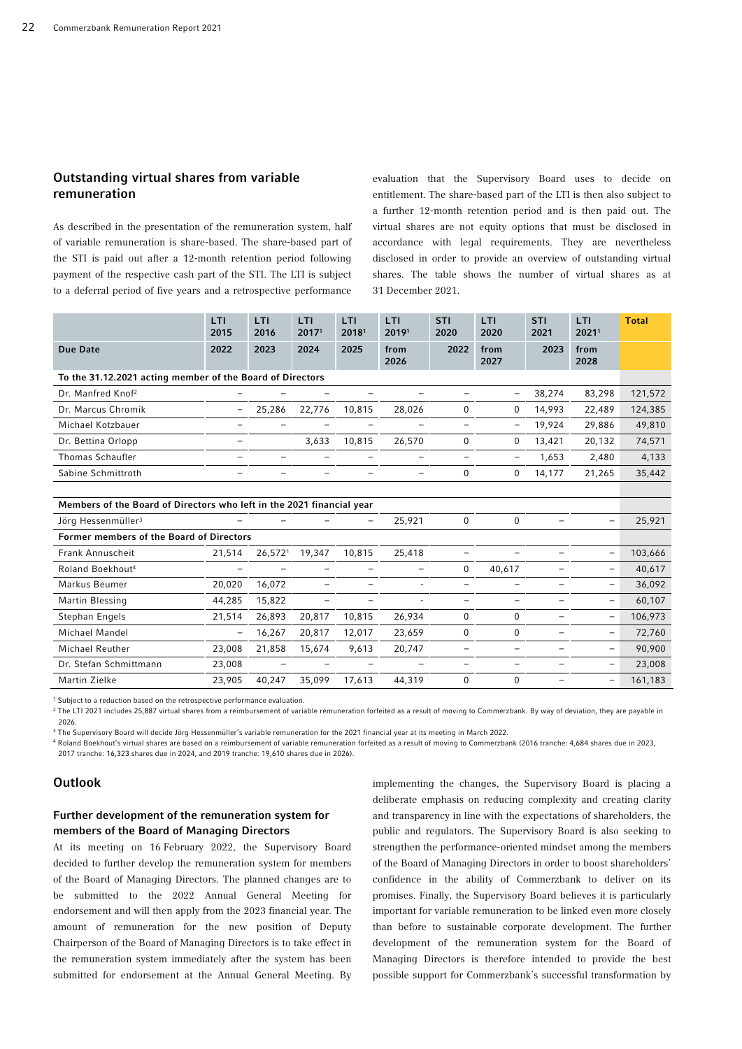## Outstanding virtual shares from variable remuneration

As described in the presentation of the remuneration system, half of variable remuneration is share-based. The share-based part of the STI is paid out after a 12-month retention period following payment of the respective cash part of the STI. The LTI is subject to a deferral period of five years and a retrospective performance evaluation that the Supervisory Board uses to decide on entitlement. The share-based part of the LTI is then also subject to a further 12-month retention period and is then paid out. The virtual shares are not equity options that must be disclosed in accordance with legal requirements. They are nevertheless disclosed in order to provide an overview of outstanding virtual shares. The table shows the number of virtual shares as at 31 December 2021.

| | LTI 2015 | LTI 2016 | LTI 2017[1] | LTI 2018[1] | LTI 2019[1] | STI 2020 | LTI 2020 | STI 2021 | LTI 2021[1] | Total |
|---|---|---|---|---|---|---|---|---|---|---|
| **Due Date** | **2022** | **2023** | **2024** | **2025** | **from 2026** | **2022** | **from 2027** | **2023** | **from 2028** | |
| **To the 31.12.2021 acting member of the Board of Directors** | | | | | | | | | | |
| Dr. Manfred Knof[2] | – | – | – | – | – | – | – | 38,274 | 83,298 | 121,572 |
| Dr. Marcus Chromik | – | 25,286 | 22,776 | 10,815 | 28,026 | 0 | 0 | 14,993 | 22,489 | 124,385 |
| Michael Kotzbauer | – | – | – | – | – | – | – | 19,924 | 29,886 | 49,810 |
| Dr. Bettina Orlopp | – | | 3,633 | 10,815 | 26,570 | 0 | 0 | 13,421 | 20,132 | 74,571 |
| Thomas Schaufler | – | – | – | – | – | – | – | 1,653 | 2,480 | 4,133 |
| Sabine Schmittroth | – | – | – | – | – | 0 | 0 | 14,177 | 21,265 | 35,442 |
| **Members of the Board of Directors who left in the 2021 financial year** | | | | | | | | | | |
| Jörg Hessenmüller[3] | – | – | – | – | 25,921 | 0 | 0 | – | – | 25,921 |
| **Former members of the Board of Directors** | | | | | | | | | | |
| Frank Annuscheit | 21,514 | 26,572[1] | 19,347 | 10,815 | 25,418 | – | – | – | – | 103,666 |
| Roland Boekhout[4] | – | – | – | – | – | 0 | 40,617 | – | – | 40,617 |
| Markus Beumer | 20,020 | 16,072 | – | – | - | – | – | – | – | 36,092 |
| Martin Blessing | 44,285 | 15,822 | – | – | - | – | – | – | – | 60,107 |
| Stephan Engels | 21,514 | 26,893 | 20,817 | 10,815 | 26,934 | 0 | 0 | – | – | 106,973 |
| Michael Mandel | – | 16,267 | 20,817 | 12,017 | 23,659 | 0 | 0 | – | – | 72,760 |
| Michael Reuther | 23,008 | 21,858 | 15,674 | 9,613 | 20,747 | – | – | – | – | 90,900 |
| Dr. Stefan Schmittmann | 23,008 | – | – | – | – | – | – | – | – | 23,008 |
| Martin Zielke | 23,905 | 40,247 | 35,099 | 17,613 | 44,319 | 0 | 0 | – | – | 161,183 |

[1] Subject to a reduction based on the retrospective performance evaluation.

[2] The LTI 2021 includes 25,887 virtual shares from a reimbursement of variable remuneration forfeited as a result of moving to Commerzbank. By way of deviation, they are payable in 2026.

[3] The Supervisory Board will decide Jörg Hessenmüller's variable remuneration for the 2021 financial year at its meeting in March 2022.

[4] Roland Boekhout's virtual shares are based on a reimbursement of variable remuneration forfeited as a result of moving to Commerzbank (2016 tranche: 4,684 shares due in 2023, 2017 tranche: 16,323 shares due in 2024, and 2019 tranche: 19,610 shares due in 2026).

## Outlook

### Further development of the remuneration system for members of the Board of Managing Directors

At its meeting on 16 February 2022, the Supervisory Board decided to further develop the remuneration system for members of the Board of Managing Directors. The planned changes are to be submitted to the 2022 Annual General Meeting for endorsement and will then apply from the 2023 financial year. The amount of remuneration for the new position of Deputy Chairperson of the Board of Managing Directors is to take effect in the remuneration system immediately after the system has been submitted for endorsement at the Annual General Meeting. By implementing the changes, the Supervisory Board is placing a deliberate emphasis on reducing complexity and creating clarity and transparency in line with the expectations of shareholders, the public and regulators. The Supervisory Board is also seeking to strengthen the performance-oriented mindset among the members of the Board of Managing Directors in order to boost shareholders' confidence in the ability of Commerzbank to deliver on its promises. Finally, the Supervisory Board believes it is particularly important for variable remuneration to be linked even more closely than before to sustainable corporate development. The further development of the remuneration system for the Board of Managing Directors is therefore intended to provide the best possible support for Commerzbank's successful transformation by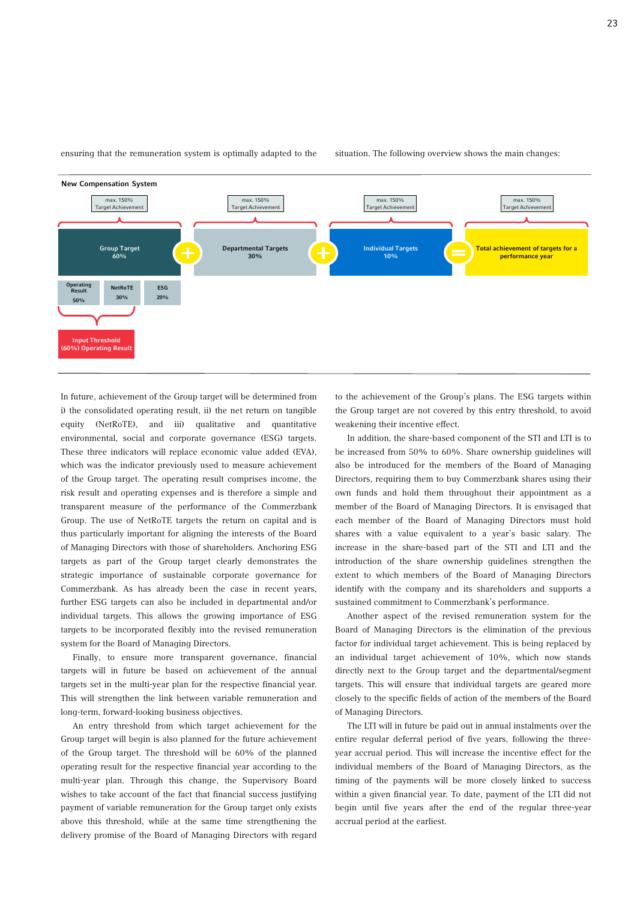ensuring that the remuneration system is optimally adapted to the situation. The following overview shows the main changes:

**New Compensation System**

max. 150% Target Achievement

Group Target 60%

Operating Result 50%

NetRoTE 30%

ESG 20%

Input Threshold (60%) Operating Result

max. 150% Target Achievement

Departmental Targets 30%

max. 150% Target Achievement

Individual Targets 10%

max. 150% Target Achievement

Total achievement of targets for a performance year

In future, achievement of the Group target will be determined from i) the consolidated operating result, ii) the net return on tangible equity (NetRoTE), and iii) qualitative and quantitative environmental, social and corporate governance (ESG) targets. These three indicators will replace economic value added (EVA), which was the indicator previously used to measure achievement of the Group target. The operating result comprises income, the risk result and operating expenses and is therefore a simple and transparent measure of the performance of the Commerzbank Group. The use of NetRoTE targets the return on capital and is thus particularly important for aligning the interests of the Board of Managing Directors with those of shareholders. Anchoring ESG targets as part of the Group target clearly demonstrates the strategic importance of sustainable corporate governance for Commerzbank. As has already been the case in recent years, further ESG targets can also be included in departmental and/or individual targets. This allows the growing importance of ESG targets to be incorporated flexibly into the revised remuneration system for the Board of Managing Directors.

Finally, to ensure more transparent governance, financial targets will in future be based on achievement of the annual targets set in the multi-year plan for the respective financial year. This will strengthen the link between variable remuneration and long-term, forward-looking business objectives.

An entry threshold from which target achievement for the Group target will begin is also planned for the future achievement of the Group target. The threshold will be 60% of the planned operating result for the respective financial year according to the multi-year plan. Through this change, the Supervisory Board wishes to take account of the fact that financial success justifying payment of variable remuneration for the Group target only exists above this threshold, while at the same time strengthening the delivery promise of the Board of Managing Directors with regard to the achievement of the Group's plans. The ESG targets within the Group target are not covered by this entry threshold, to avoid weakening their incentive effect.

In addition, the share-based component of the STI and LTI is to be increased from 50% to 60%. Share ownership guidelines will also be introduced for the members of the Board of Managing Directors, requiring them to buy Commerzbank shares using their own funds and hold them throughout their appointment as a member of the Board of Managing Directors. It is envisaged that each member of the Board of Managing Directors must hold shares with a value equivalent to a year's basic salary. The increase in the share-based part of the STI and LTI and the introduction of the share ownership guidelines strengthen the extent to which members of the Board of Managing Directors identify with the company and its shareholders and supports a sustained commitment to Commerzbank's performance.

Another aspect of the revised remuneration system for the Board of Managing Directors is the elimination of the previous factor for individual target achievement. This is being replaced by an individual target achievement of 10%, which now stands directly next to the Group target and the departmental/segment targets. This will ensure that individual targets are geared more closely to the specific fields of action of the members of the Board of Managing Directors.

The LTI will in future be paid out in annual instalments over the entire regular deferral period of five years, following the three-year accrual period. This will increase the incentive effect for the individual members of the Board of Managing Directors, as the timing of the payments will be more closely linked to success within a given financial year. To date, payment of the LTI did not begin until five years after the end of the regular three-year accrual period at the earliest.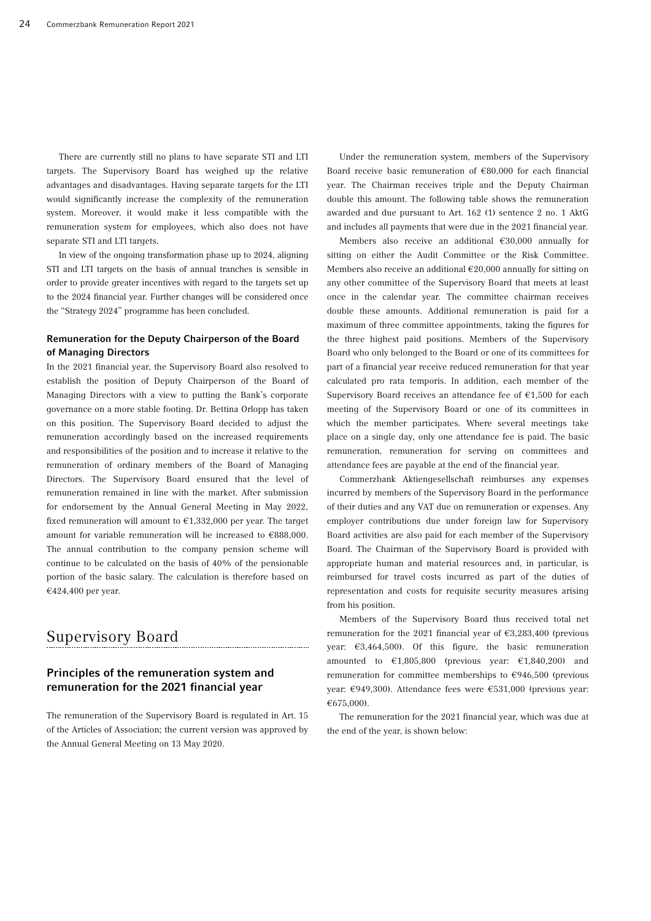There are currently still no plans to have separate STI and LTI targets. The Supervisory Board has weighed up the relative advantages and disadvantages. Having separate targets for the LTI would significantly increase the complexity of the remuneration system. Moreover, it would make it less compatible with the remuneration system for employees, which also does not have separate STI and LTI targets.

In view of the ongoing transformation phase up to 2024, aligning STI and LTI targets on the basis of annual tranches is sensible in order to provide greater incentives with regard to the targets set up to the 2024 financial year. Further changes will be considered once the "Strategy 2024" programme has been concluded.

### Remuneration for the Deputy Chairperson of the Board of Managing Directors

In the 2021 financial year, the Supervisory Board also resolved to establish the position of Deputy Chairperson of the Board of Managing Directors with a view to putting the Bank's corporate governance on a more stable footing. Dr. Bettina Orlopp has taken on this position. The Supervisory Board decided to adjust the remuneration accordingly based on the increased requirements and responsibilities of the position and to increase it relative to the remuneration of ordinary members of the Board of Managing Directors. The Supervisory Board ensured that the level of remuneration remained in line with the market. After submission for endorsement by the Annual General Meeting in May 2022, fixed remuneration will amount to €1,332,000 per year. The target amount for variable remuneration will be increased to €888,000. The annual contribution to the company pension scheme will continue to be calculated on the basis of 40% of the pensionable portion of the basic salary. The calculation is therefore based on €424,400 per year.

# Supervisory Board

## Principles of the remuneration system and remuneration for the 2021 financial year

The remuneration of the Supervisory Board is regulated in Art. 15 of the Articles of Association; the current version was approved by the Annual General Meeting on 13 May 2020.

Under the remuneration system, members of the Supervisory Board receive basic remuneration of €80,000 for each financial year. The Chairman receives triple and the Deputy Chairman double this amount. The following table shows the remuneration awarded and due pursuant to Art. 162 (1) sentence 2 no. 1 AktG and includes all payments that were due in the 2021 financial year.

Members also receive an additional €30,000 annually for sitting on either the Audit Committee or the Risk Committee. Members also receive an additional €20,000 annually for sitting on any other committee of the Supervisory Board that meets at least once in the calendar year. The committee chairman receives double these amounts. Additional remuneration is paid for a maximum of three committee appointments, taking the figures for the three highest paid positions. Members of the Supervisory Board who only belonged to the Board or one of its committees for part of a financial year receive reduced remuneration for that year calculated pro rata temporis. In addition, each member of the Supervisory Board receives an attendance fee of €1,500 for each meeting of the Supervisory Board or one of its committees in which the member participates. Where several meetings take place on a single day, only one attendance fee is paid. The basic remuneration, remuneration for serving on committees and attendance fees are payable at the end of the financial year.

Commerzbank Aktiengesellschaft reimburses any expenses incurred by members of the Supervisory Board in the performance of their duties and any VAT due on remuneration or expenses. Any employer contributions due under foreign law for Supervisory Board activities are also paid for each member of the Supervisory Board. The Chairman of the Supervisory Board is provided with appropriate human and material resources and, in particular, is reimbursed for travel costs incurred as part of the duties of representation and costs for requisite security measures arising from his position.

Members of the Supervisory Board thus received total net remuneration for the 2021 financial year of €3,283,400 (previous year: €3,464,500). Of this figure, the basic remuneration amounted to €1,805,800 (previous year: €1,840,200) and remuneration for committee memberships to €946,500 (previous year: €949,300). Attendance fees were €531,000 (previous year: €675,000).

The remuneration for the 2021 financial year, which was due at the end of the year, is shown below: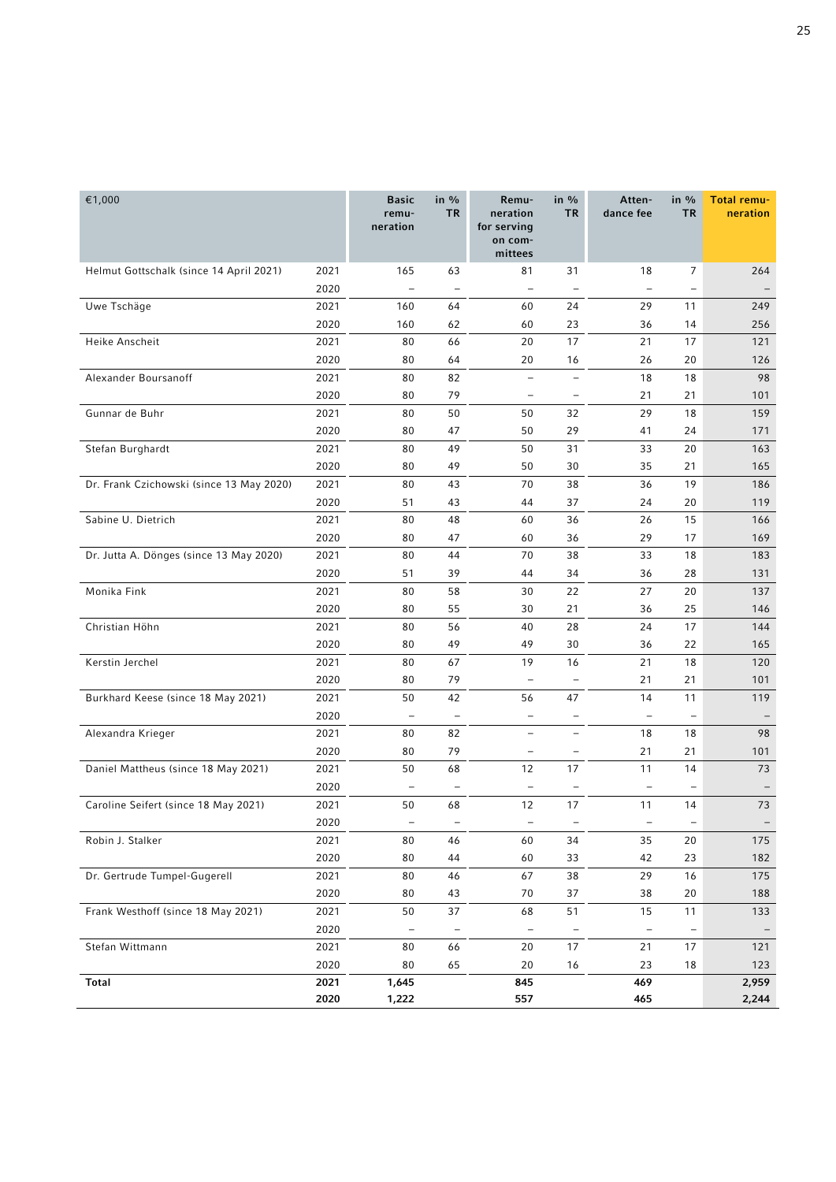| €1,000 | | Basic remu-neration | in % TR | Remu-neration for serving on com-mittees | in % TR | Atten-dance fee | in % TR | Total remu-neration |
|---|---|---|---|---|---|---|---|---|
| Helmut Gottschalk (since 14 April 2021) | 2021 | 165 | 63 | 81 | 31 | 18 | 7 | 264 |
| | 2020 | – | – | – | – | – | – | – |
| Uwe Tschäge | 2021 | 160 | 64 | 60 | 24 | 29 | 11 | 249 |
| | 2020 | 160 | 62 | 60 | 23 | 36 | 14 | 256 |
| Heike Anscheit | 2021 | 80 | 66 | 20 | 17 | 21 | 17 | 121 |
| | 2020 | 80 | 64 | 20 | 16 | 26 | 20 | 126 |
| Alexander Boursanoff | 2021 | 80 | 82 | – | – | 18 | 18 | 98 |
| | 2020 | 80 | 79 | – | – | 21 | 21 | 101 |
| Gunnar de Buhr | 2021 | 80 | 50 | 50 | 32 | 29 | 18 | 159 |
| | 2020 | 80 | 47 | 50 | 29 | 41 | 24 | 171 |
| Stefan Burghardt | 2021 | 80 | 49 | 50 | 31 | 33 | 20 | 163 |
| | 2020 | 80 | 49 | 50 | 30 | 35 | 21 | 165 |
| Dr. Frank Czichowski (since 13 May 2020) | 2021 | 80 | 43 | 70 | 38 | 36 | 19 | 186 |
| | 2020 | 51 | 43 | 44 | 37 | 24 | 20 | 119 |
| Sabine U. Dietrich | 2021 | 80 | 48 | 60 | 36 | 26 | 15 | 166 |
| | 2020 | 80 | 47 | 60 | 36 | 29 | 17 | 169 |
| Dr. Jutta A. Dönges (since 13 May 2020) | 2021 | 80 | 44 | 70 | 38 | 33 | 18 | 183 |
| | 2020 | 51 | 39 | 44 | 34 | 36 | 28 | 131 |
| Monika Fink | 2021 | 80 | 58 | 30 | 22 | 27 | 20 | 137 |
| | 2020 | 80 | 55 | 30 | 21 | 36 | 25 | 146 |
| Christian Höhn | 2021 | 80 | 56 | 40 | 28 | 24 | 17 | 144 |
| | 2020 | 80 | 49 | 49 | 30 | 36 | 22 | 165 |
| Kerstin Jerchel | 2021 | 80 | 67 | 19 | 16 | 21 | 18 | 120 |
| | 2020 | 80 | 79 | – | – | 21 | 21 | 101 |
| Burkhard Keese (since 18 May 2021) | 2021 | 50 | 42 | 56 | 47 | 14 | 11 | 119 |
| | 2020 | – | – | – | – | – | – | – |
| Alexandra Krieger | 2021 | 80 | 82 | – | – | 18 | 18 | 98 |
| | 2020 | 80 | 79 | – | – | 21 | 21 | 101 |
| Daniel Mattheus (since 18 May 2021) | 2021 | 50 | 68 | 12 | 17 | 11 | 14 | 73 |
| | 2020 | – | – | – | – | – | – | – |
| Caroline Seifert (since 18 May 2021) | 2021 | 50 | 68 | 12 | 17 | 11 | 14 | 73 |
| | 2020 | – | – | – | – | – | – | – |
| Robin J. Stalker | 2021 | 80 | 46 | 60 | 34 | 35 | 20 | 175 |
| | 2020 | 80 | 44 | 60 | 33 | 42 | 23 | 182 |
| Dr. Gertrude Tumpel-Gugerell | 2021 | 80 | 46 | 67 | 38 | 29 | 16 | 175 |
| | 2020 | 80 | 43 | 70 | 37 | 38 | 20 | 188 |
| Frank Westhoff (since 18 May 2021) | 2021 | 50 | 37 | 68 | 51 | 15 | 11 | 133 |
| | 2020 | – | – | – | – | – | – | – |
| Stefan Wittmann | 2021 | 80 | 66 | 20 | 17 | 21 | 17 | 121 |
| | 2020 | 80 | 65 | 20 | 16 | 23 | 18 | 123 |
| **Total** | **2021** | **1,645** | | **845** | | **469** | | **2,959** |
| | **2020** | **1,222** | | **557** | | **465** | | **2,244** |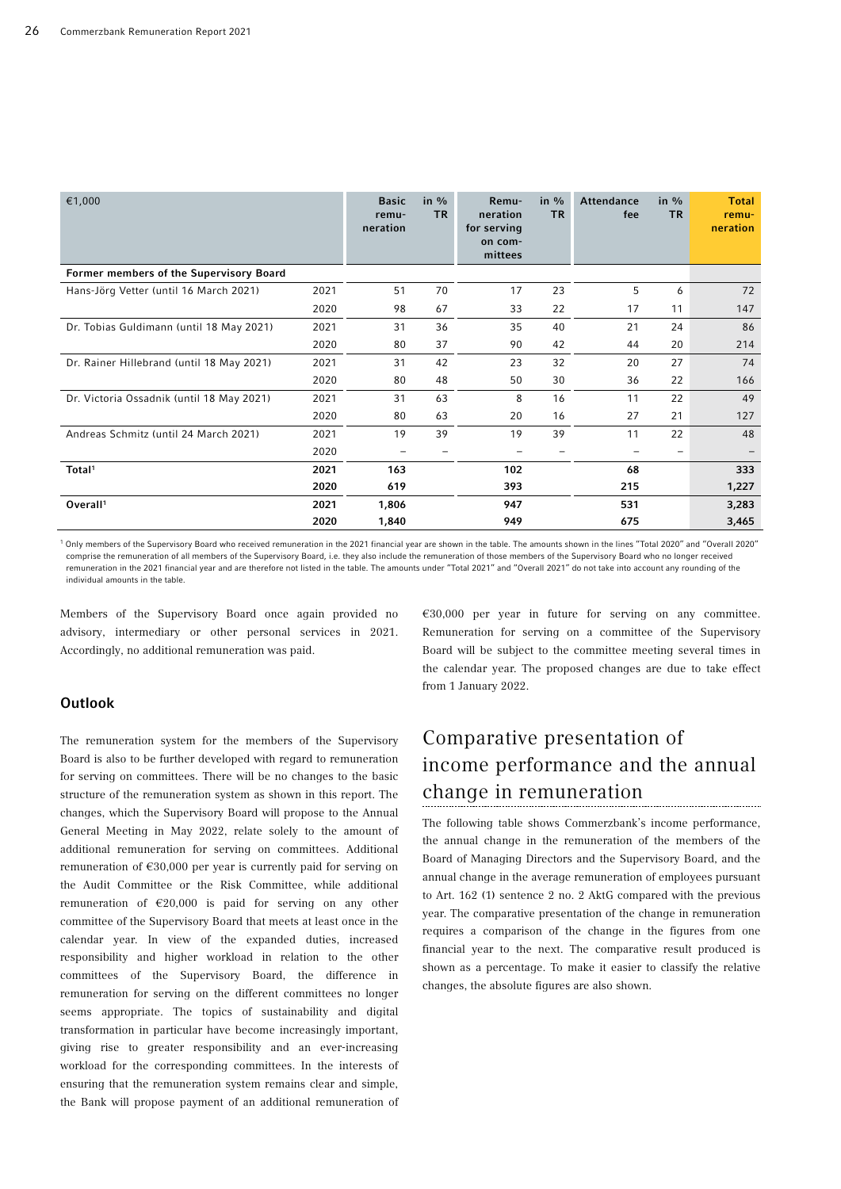| €1,000 | | Basic remu-neration | in % TR | Remu-neration for serving on com-mittees | in % TR | Attendance fee | in % TR | Total remu-neration |
|---|---|---|---|---|---|---|---|---|
| **Former members of the Supervisory Board** | | | | | | | | |
| Hans-Jörg Vetter (until 16 March 2021) | 2021 | 51 | 70 | 17 | 23 | 5 | 6 | 72 |
| | 2020 | 98 | 67 | 33 | 22 | 17 | 11 | 147 |
| Dr. Tobias Guldimann (until 18 May 2021) | 2021 | 31 | 36 | 35 | 40 | 21 | 24 | 86 |
| | 2020 | 80 | 37 | 90 | 42 | 44 | 20 | 214 |
| Dr. Rainer Hillebrand (until 18 May 2021) | 2021 | 31 | 42 | 23 | 32 | 20 | 27 | 74 |
| | 2020 | 80 | 48 | 50 | 30 | 36 | 22 | 166 |
| Dr. Victoria Ossadnik (until 18 May 2021) | 2021 | 31 | 63 | 8 | 16 | 11 | 22 | 49 |
| | 2020 | 80 | 63 | 20 | 16 | 27 | 21 | 127 |
| Andreas Schmitz (until 24 March 2021) | 2021 | 19 | 39 | 19 | 39 | 11 | 22 | 48 |
| | 2020 | – | – | – | – | – | – | – |
| **Total[1]** | **2021** | **163** | | **102** | | **68** | | **333** |
| | **2020** | **619** | | **393** | | **215** | | **1,227** |
| **Overall[1]** | **2021** | **1,806** | | **947** | | **531** | | **3,283** |
| | **2020** | **1,840** | | **949** | | **675** | | **3,465** |

[1] Only members of the Supervisory Board who received remuneration in the 2021 financial year are shown in the table. The amounts shown in the lines "Total 2020" and "Overall 2020" comprise the remuneration of all members of the Supervisory Board, i.e. they also include the remuneration of those members of the Supervisory Board who no longer received remuneration in the 2021 financial year and are therefore not listed in the table. The amounts under "Total 2021" and "Overall 2021" do not take into account any rounding of the individual amounts in the table.

Members of the Supervisory Board once again provided no advisory, intermediary or other personal services in 2021. Accordingly, no additional remuneration was paid.

### Outlook

The remuneration system for the members of the Supervisory Board is also to be further developed with regard to remuneration for serving on committees. There will be no changes to the basic structure of the remuneration system as shown in this report. The changes, which the Supervisory Board will propose to the Annual General Meeting in May 2022, relate solely to the amount of additional remuneration for serving on committees. Additional remuneration of €30,000 per year is currently paid for serving on the Audit Committee or the Risk Committee, while additional remuneration of €20,000 is paid for serving on any other committee of the Supervisory Board that meets at least once in the calendar year. In view of the expanded duties, increased responsibility and higher workload in relation to the other committees of the Supervisory Board, the difference in remuneration for serving on the different committees no longer seems appropriate. The topics of sustainability and digital transformation in particular have become increasingly important, giving rise to greater responsibility and an ever-increasing workload for the corresponding committees. In the interests of ensuring that the remuneration system remains clear and simple, the Bank will propose payment of an additional remuneration of €30,000 per year in future for serving on any committee. Remuneration for serving on a committee of the Supervisory Board will be subject to the committee meeting several times in the calendar year. The proposed changes are due to take effect from 1 January 2022.

## Comparative presentation of income performance and the annual change in remuneration

The following table shows Commerzbank's income performance, the annual change in the remuneration of the members of the Board of Managing Directors and the Supervisory Board, and the annual change in the average remuneration of employees pursuant to Art. 162 (1) sentence 2 no. 2 AktG compared with the previous year. The comparative presentation of the change in remuneration requires a comparison of the change in the figures from one financial year to the next. The comparative result produced is shown as a percentage. To make it easier to classify the relative changes, the absolute figures are also shown.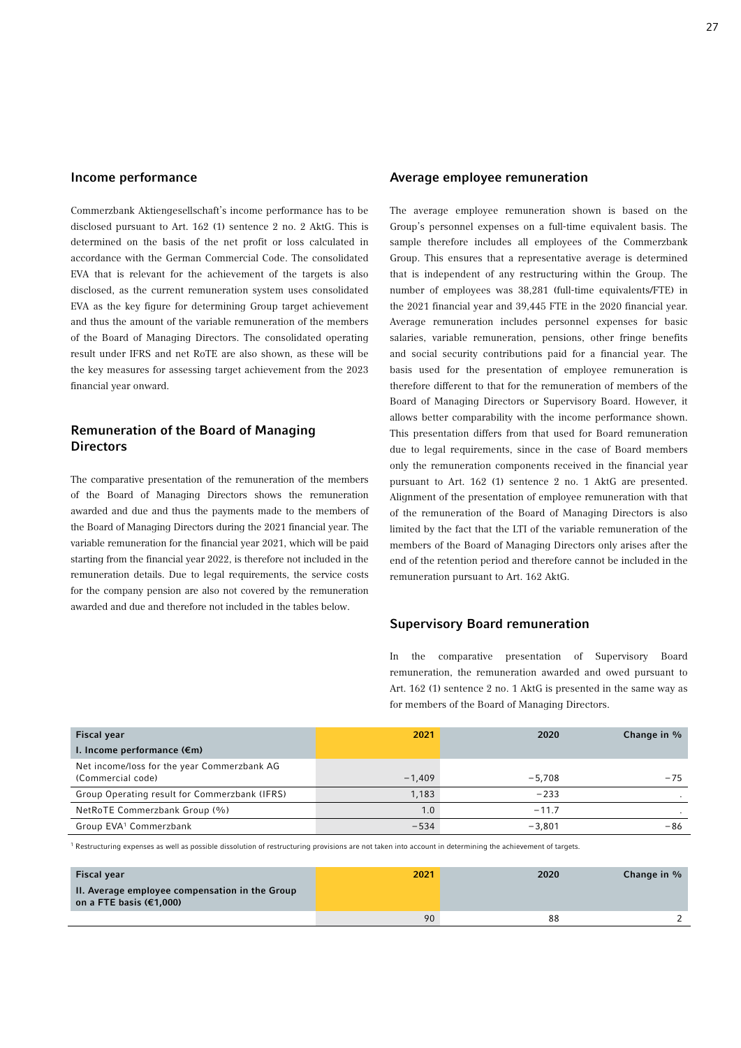## Income performance

Commerzbank Aktiengesellschaft's income performance has to be disclosed pursuant to Art. 162 (1) sentence 2 no. 2 AktG. This is determined on the basis of the net profit or loss calculated in accordance with the German Commercial Code. The consolidated EVA that is relevant for the achievement of the targets is also disclosed, as the current remuneration system uses consolidated EVA as the key figure for determining Group target achievement and thus the amount of the variable remuneration of the members of the Board of Managing Directors. The consolidated operating result under IFRS and net RoTE are also shown, as these will be the key measures for assessing target achievement from the 2023 financial year onward.

## Remuneration of the Board of Managing Directors

The comparative presentation of the remuneration of the members of the Board of Managing Directors shows the remuneration awarded and due and thus the payments made to the members of the Board of Managing Directors during the 2021 financial year. The variable remuneration for the financial year 2021, which will be paid starting from the financial year 2022, is therefore not included in the remuneration details. Due to legal requirements, the service costs for the company pension are also not covered by the remuneration awarded and due and therefore not included in the tables below.

## Average employee remuneration

The average employee remuneration shown is based on the Group's personnel expenses on a full-time equivalent basis. The sample therefore includes all employees of the Commerzbank Group. This ensures that a representative average is determined that is independent of any restructuring within the Group. The number of employees was 38,281 (full-time equivalents/FTE) in the 2021 financial year and 39,445 FTE in the 2020 financial year. Average remuneration includes personnel expenses for basic salaries, variable remuneration, pensions, other fringe benefits and social security contributions paid for a financial year. The basis used for the presentation of employee remuneration is therefore different to that for the remuneration of members of the Board of Managing Directors or Supervisory Board. However, it allows better comparability with the income performance shown. This presentation differs from that used for Board remuneration due to legal requirements, since in the case of Board members only the remuneration components received in the financial year pursuant to Art. 162 (1) sentence 2 no. 1 AktG are presented. Alignment of the presentation of employee remuneration with that of the remuneration of the Board of Managing Directors is also limited by the fact that the LTI of the variable remuneration of the members of the Board of Managing Directors only arises after the end of the retention period and therefore cannot be included in the remuneration pursuant to Art. 162 AktG.

## Supervisory Board remuneration

In the comparative presentation of Supervisory Board remuneration, the remuneration awarded and owed pursuant to Art. 162 (1) sentence 2 no. 1 AktG is presented in the same way as for members of the Board of Managing Directors.

| Fiscal year | 2021 | 2020 | Change in % |
|---|---|---|---|
| **I. Income performance (€m)** | | | |
| Net income/loss for the year Commerzbank AG (Commercial code) | −1,409 | −5,708 | −75 |
| Group Operating result for Commerzbank (IFRS) | 1,183 | −233 | . |
| NetRoTE Commerzbank Group (%) | 1.0 | −11.7 | . |
| Group EVA[1] Commerzbank | −534 | −3,801 | −86 |

[1] Restructuring expenses as well as possible dissolution of restructuring provisions are not taken into account in determining the achievement of targets.

| Fiscal year | 2021 | 2020 | Change in % |
|---|---|---|---|
| **II. Average employee compensation in the Group on a FTE basis (€1,000)** | | | |
| | 90 | 88 | 2 |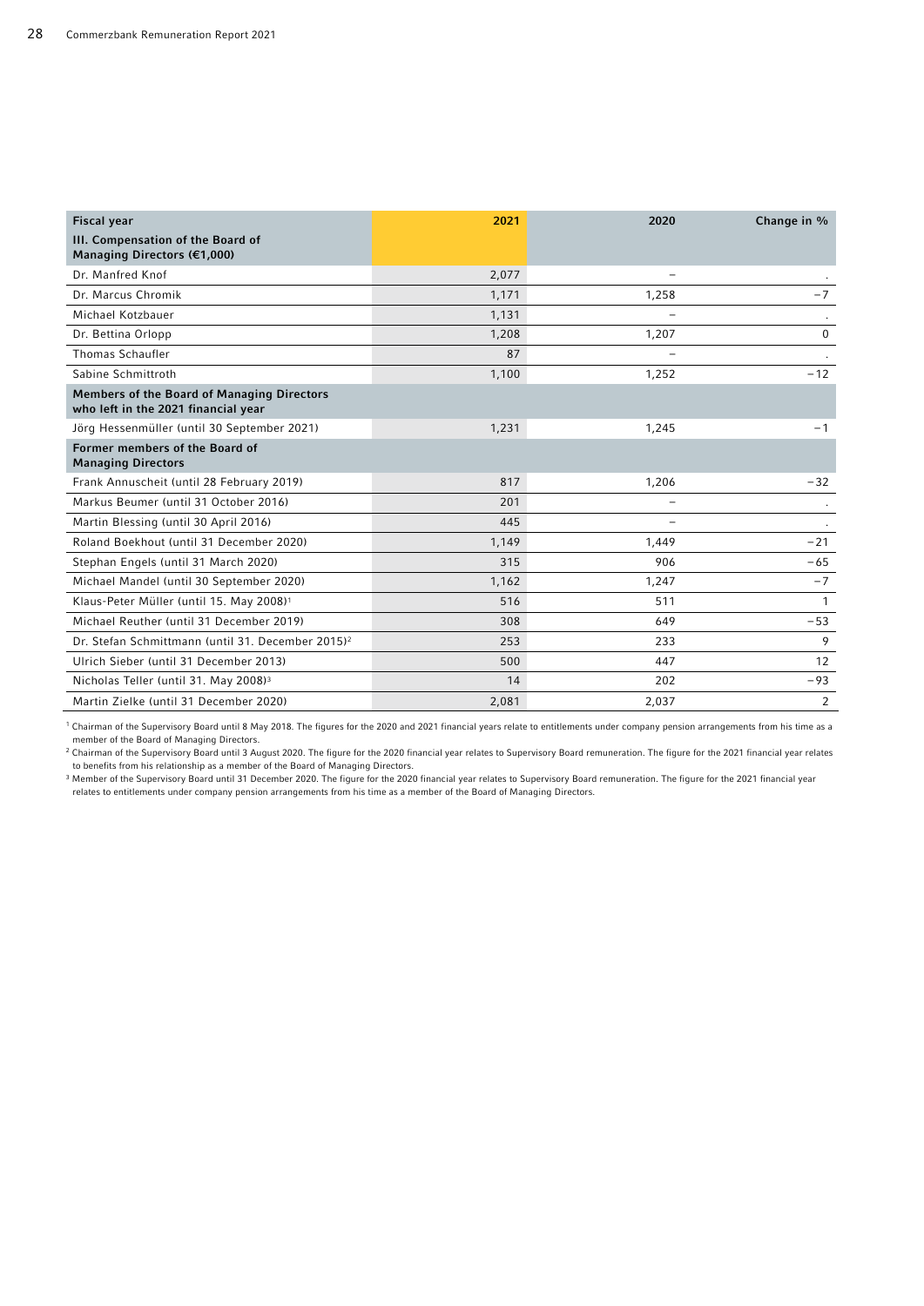| Fiscal year | 2021 | 2020 | Change in % |
|---|---|---|---|
| **III. Compensation of the Board of Managing Directors (€1,000)** | | | |
| Dr. Manfred Knof | 2,077 | – | . |
| Dr. Marcus Chromik | 1,171 | 1,258 | −7 |
| Michael Kotzbauer | 1,131 | – | . |
| Dr. Bettina Orlopp | 1,208 | 1,207 | 0 |
| Thomas Schaufler | 87 | – | . |
| Sabine Schmittroth | 1,100 | 1,252 | −12 |
| **Members of the Board of Managing Directors who left in the 2021 financial year** | | | |
| Jörg Hessenmüller (until 30 September 2021) | 1,231 | 1,245 | −1 |
| **Former members of the Board of Managing Directors** | | | |
| Frank Annuscheit (until 28 February 2019) | 817 | 1,206 | −32 |
| Markus Beumer (until 31 October 2016) | 201 | – | . |
| Martin Blessing (until 30 April 2016) | 445 | – | . |
| Roland Boekhout (until 31 December 2020) | 1,149 | 1,449 | −21 |
| Stephan Engels (until 31 March 2020) | 315 | 906 | −65 |
| Michael Mandel (until 30 September 2020) | 1,162 | 1,247 | −7 |
| Klaus-Peter Müller (until 15. May 2008)[1] | 516 | 511 | 1 |
| Michael Reuther (until 31 December 2019) | 308 | 649 | −53 |
| Dr. Stefan Schmittmann (until 31. December 2015)[2] | 253 | 233 | 9 |
| Ulrich Sieber (until 31 December 2013) | 500 | 447 | 12 |
| Nicholas Teller (until 31. May 2008)[3] | 14 | 202 | −93 |
| Martin Zielke (until 31 December 2020) | 2,081 | 2,037 | 2 |

[1] Chairman of the Supervisory Board until 8 May 2018. The figures for the 2020 and 2021 financial years relate to entitlements under company pension arrangements from his time as a member of the Board of Managing Directors.

[2] Chairman of the Supervisory Board until 3 August 2020. The figure for the 2020 financial year relates to Supervisory Board remuneration. The figure for the 2021 financial year relates to benefits from his relationship as a member of the Board of Managing Directors.

[3] Member of the Supervisory Board until 31 December 2020. The figure for the 2020 financial year relates to Supervisory Board remuneration. The figure for the 2021 financial year relates to entitlements under company pension arrangements from his time as a member of the Board of Managing Directors.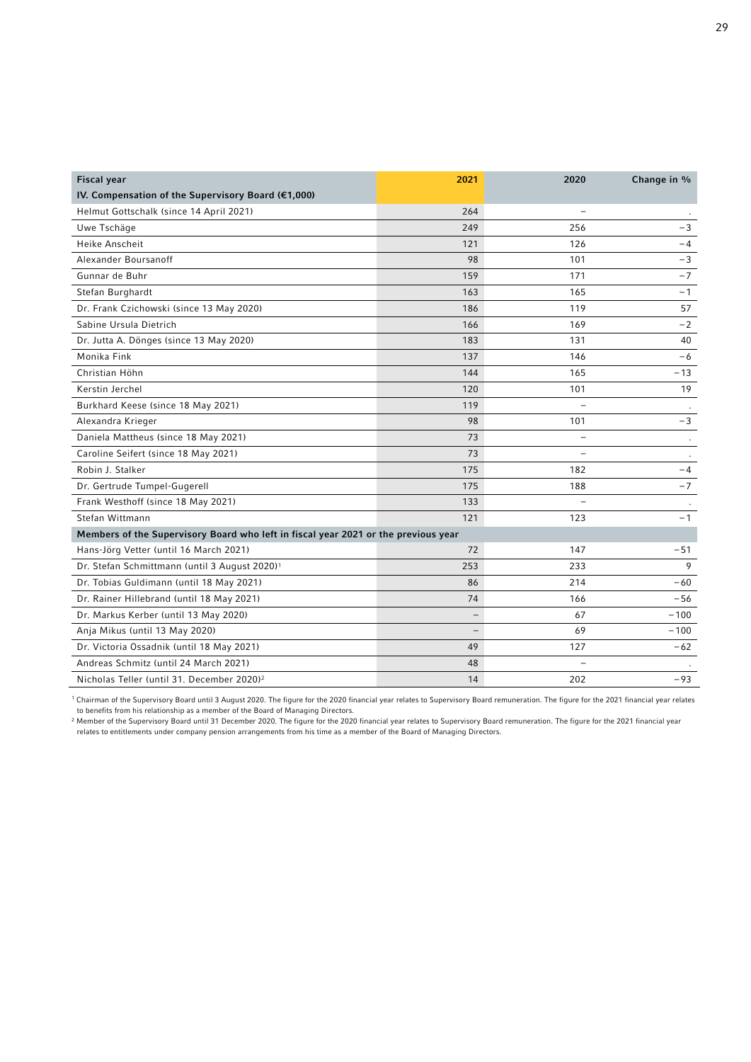| Fiscal year | 2021 | 2020 | Change in % |
|---|---|---|---|
| **IV. Compensation of the Supervisory Board (€1,000)** | | | |
| Helmut Gottschalk (since 14 April 2021) | 264 | – | . |
| Uwe Tschäge | 249 | 256 | –3 |
| Heike Anscheit | 121 | 126 | –4 |
| Alexander Boursanoff | 98 | 101 | –3 |
| Gunnar de Buhr | 159 | 171 | –7 |
| Stefan Burghardt | 163 | 165 | –1 |
| Dr. Frank Czichowski (since 13 May 2020) | 186 | 119 | 57 |
| Sabine Ursula Dietrich | 166 | 169 | –2 |
| Dr. Jutta A. Dönges (since 13 May 2020) | 183 | 131 | 40 |
| Monika Fink | 137 | 146 | –6 |
| Christian Höhn | 144 | 165 | –13 |
| Kerstin Jerchel | 120 | 101 | 19 |
| Burkhard Keese (since 18 May 2021) | 119 | – | . |
| Alexandra Krieger | 98 | 101 | –3 |
| Daniela Mattheus (since 18 May 2021) | 73 | – | . |
| Caroline Seifert (since 18 May 2021) | 73 | – | . |
| Robin J. Stalker | 175 | 182 | –4 |
| Dr. Gertrude Tumpel-Gugerell | 175 | 188 | –7 |
| Frank Westhoff (since 18 May 2021) | 133 | – | . |
| Stefan Wittmann | 121 | 123 | –1 |
| **Members of the Supervisory Board who left in fiscal year 2021 or the previous year** | | | |
| Hans-Jörg Vetter (until 16 March 2021) | 72 | 147 | –51 |
| Dr. Stefan Schmittmann (until 3 August 2020)[1] | 253 | 233 | 9 |
| Dr. Tobias Guldimann (until 18 May 2021) | 86 | 214 | –60 |
| Dr. Rainer Hillebrand (until 18 May 2021) | 74 | 166 | –56 |
| Dr. Markus Kerber (until 13 May 2020) | – | 67 | –100 |
| Anja Mikus (until 13 May 2020) | – | 69 | –100 |
| Dr. Victoria Ossadnik (until 18 May 2021) | 49 | 127 | –62 |
| Andreas Schmitz (until 24 March 2021) | 48 | – | . |
| Nicholas Teller (until 31. December 2020)[2] | 14 | 202 | –93 |

[1] Chairman of the Supervisory Board until 3 August 2020. The figure for the 2020 financial year relates to Supervisory Board remuneration. The figure for the 2021 financial year relates to benefits from his relationship as a member of the Board of Managing Directors.

[2] Member of the Supervisory Board until 31 December 2020. The figure for the 2020 financial year relates to Supervisory Board remuneration. The figure for the 2021 financial year relates to entitlements under company pension arrangements from his time as a member of the Board of Managing Directors.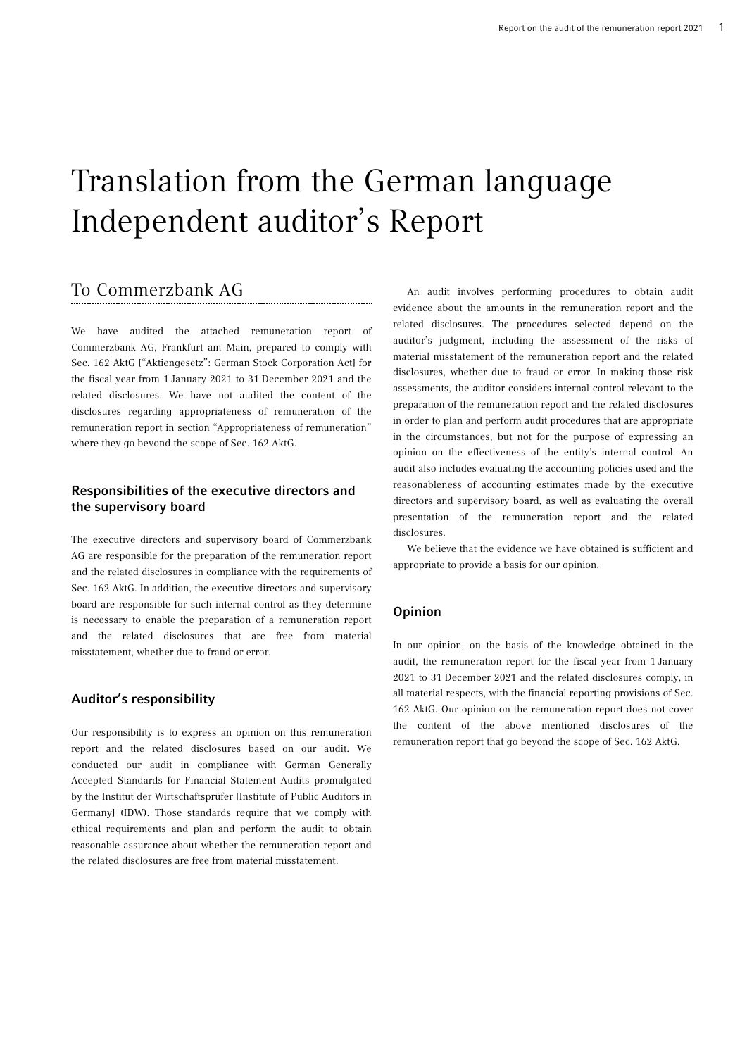# Translation from the German language Independent auditor's Report

## To Commerzbank AG

We have audited the attached remuneration report of Commerzbank AG, Frankfurt am Main, prepared to comply with Sec. 162 AktG ["Aktiengesetz": German Stock Corporation Act] for the fiscal year from 1 January 2021 to 31 December 2021 and the related disclosures. We have not audited the content of the disclosures regarding appropriateness of remuneration of the remuneration report in section "Appropriateness of remuneration" where they go beyond the scope of Sec. 162 AktG.

### Responsibilities of the executive directors and the supervisory board

The executive directors and supervisory board of Commerzbank AG are responsible for the preparation of the remuneration report and the related disclosures in compliance with the requirements of Sec. 162 AktG. In addition, the executive directors and supervisory board are responsible for such internal control as they determine is necessary to enable the preparation of a remuneration report and the related disclosures that are free from material misstatement, whether due to fraud or error.

### Auditor's responsibility

Our responsibility is to express an opinion on this remuneration report and the related disclosures based on our audit. We conducted our audit in compliance with German Generally Accepted Standards for Financial Statement Audits promulgated by the Institut der Wirtschaftsprüfer [Institute of Public Auditors in Germany] (IDW). Those standards require that we comply with ethical requirements and plan and perform the audit to obtain reasonable assurance about whether the remuneration report and the related disclosures are free from material misstatement.

An audit involves performing procedures to obtain audit evidence about the amounts in the remuneration report and the related disclosures. The procedures selected depend on the auditor's judgment, including the assessment of the risks of material misstatement of the remuneration report and the related disclosures, whether due to fraud or error. In making those risk assessments, the auditor considers internal control relevant to the preparation of the remuneration report and the related disclosures in order to plan and perform audit procedures that are appropriate in the circumstances, but not for the purpose of expressing an opinion on the effectiveness of the entity's internal control. An audit also includes evaluating the accounting policies used and the reasonableness of accounting estimates made by the executive directors and supervisory board, as well as evaluating the overall presentation of the remuneration report and the related disclosures.

We believe that the evidence we have obtained is sufficient and appropriate to provide a basis for our opinion.

### Opinion

In our opinion, on the basis of the knowledge obtained in the audit, the remuneration report for the fiscal year from 1 January 2021 to 31 December 2021 and the related disclosures comply, in all material respects, with the financial reporting provisions of Sec. 162 AktG. Our opinion on the remuneration report does not cover the content of the above mentioned disclosures of the remuneration report that go beyond the scope of Sec. 162 AktG.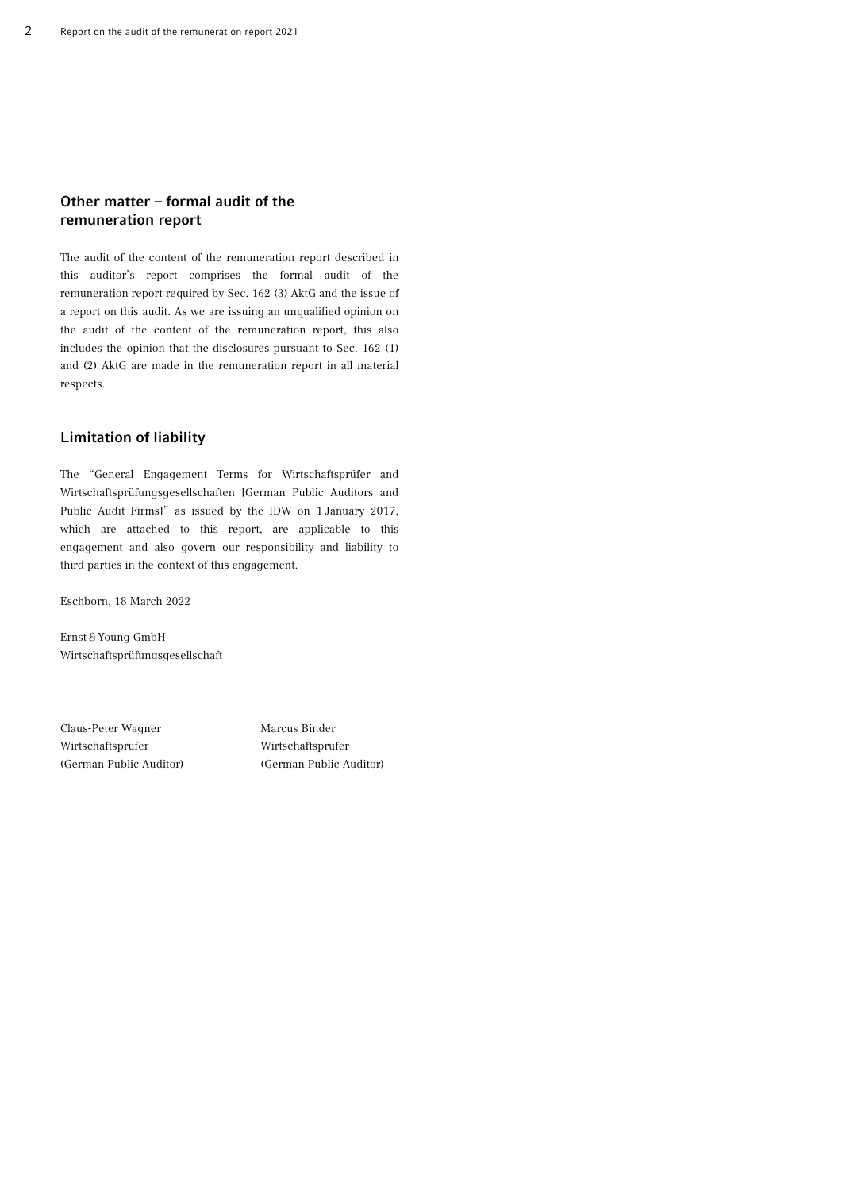## Other matter – formal audit of the remuneration report

The audit of the content of the remuneration report described in this auditor's report comprises the formal audit of the remuneration report required by Sec. 162 (3) AktG and the issue of a report on this audit. As we are issuing an unqualified opinion on the audit of the content of the remuneration report, this also includes the opinion that the disclosures pursuant to Sec. 162 (1) and (2) AktG are made in the remuneration report in all material respects.

## Limitation of liability

The "General Engagement Terms for Wirtschaftsprüfer and Wirtschaftsprüfungsgesellschaften [German Public Auditors and Public Audit Firms]" as issued by the IDW on 1 January 2017, which are attached to this report, are applicable to this engagement and also govern our responsibility and liability to third parties in the context of this engagement.

Eschborn, 18 March 2022

Ernst & Young GmbH
Wirtschaftsprüfungsgesellschaft

Claus-Peter Wagner
Wirtschaftsprüfer
(German Public Auditor)

Marcus Binder
Wirtschaftsprüfer
(German Public Auditor)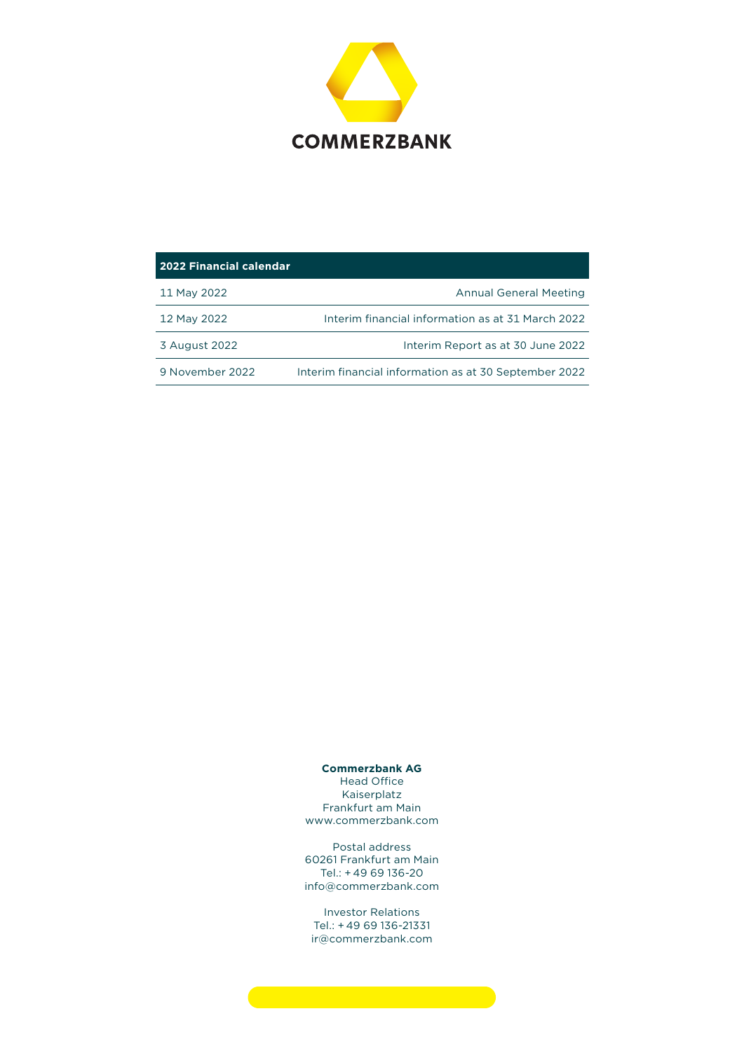COMMERZBANK

| 2022 Financial calendar | |
|---|---|
| 11 May 2022 | Annual General Meeting |
| 12 May 2022 | Interim financial information as at 31 March 2022 |
| 3 August 2022 | Interim Report as at 30 June 2022 |
| 9 November 2022 | Interim financial information as at 30 September 2022 |

**Commerzbank AG**
Head Office
Kaiserplatz
Frankfurt am Main
www.commerzbank.com

Postal address
60261 Frankfurt am Main
Tel.: + 49 69 136-20
info@commerzbank.com

Investor Relations
Tel.: + 49 69 136-21331
ir@commerzbank.com